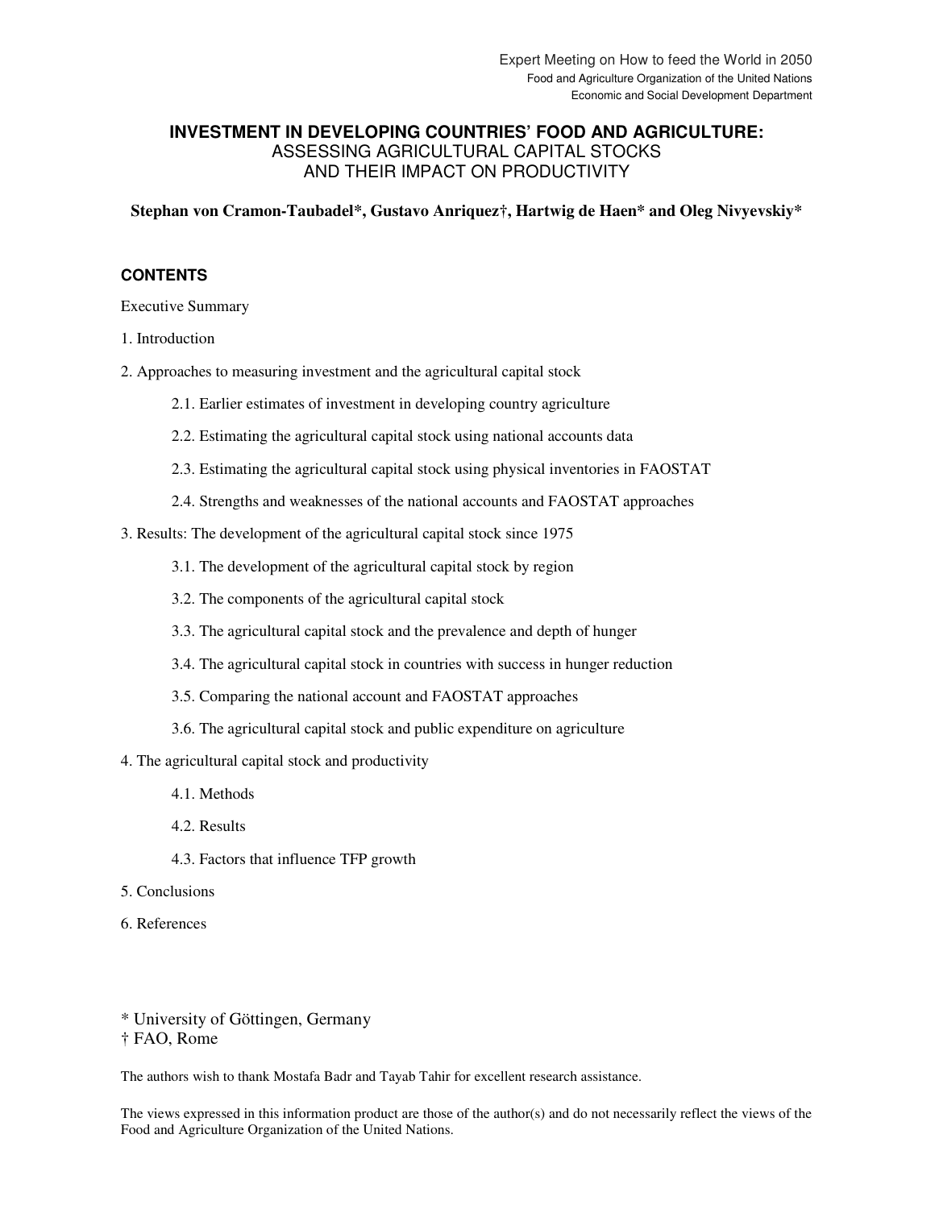Expert Meeting on How to feed the World in 2050
Food and Agriculture Organization of the United Nations
Economic and Social Development Department

# INVESTMENT IN DEVELOPING COUNTRIES' FOOD AND AGRICULTURE: ASSESSING AGRICULTURAL CAPITAL STOCKS AND THEIR IMPACT ON PRODUCTIVITY

**Stephan von Cramon-Taubadel*, Gustavo Anriquez†, Hartwig de Haen* and Oleg Nivyevskiy***

## CONTENTS

Executive Summary

1. Introduction
2. Approaches to measuring investment and the agricultural capital stock
   - 2.1. Earlier estimates of investment in developing country agriculture
   - 2.2. Estimating the agricultural capital stock using national accounts data
   - 2.3. Estimating the agricultural capital stock using physical inventories in FAOSTAT
   - 2.4. Strengths and weaknesses of the national accounts and FAOSTAT approaches
3. Results: The development of the agricultural capital stock since 1975
   - 3.1. The development of the agricultural capital stock by region
   - 3.2. The components of the agricultural capital stock
   - 3.3. The agricultural capital stock and the prevalence and depth of hunger
   - 3.4. The agricultural capital stock in countries with success in hunger reduction
   - 3.5. Comparing the national account and FAOSTAT approaches
   - 3.6. The agricultural capital stock and public expenditure on agriculture
4. The agricultural capital stock and productivity
   - 4.1. Methods
   - 4.2. Results
   - 4.3. Factors that influence TFP growth
5. Conclusions
6. References

\* University of Göttingen, Germany
† FAO, Rome

The authors wish to thank Mostafa Badr and Tayab Tahir for excellent research assistance.

The views expressed in this information product are those of the author(s) and do not necessarily reflect the views of the Food and Agriculture Organization of the United Nations.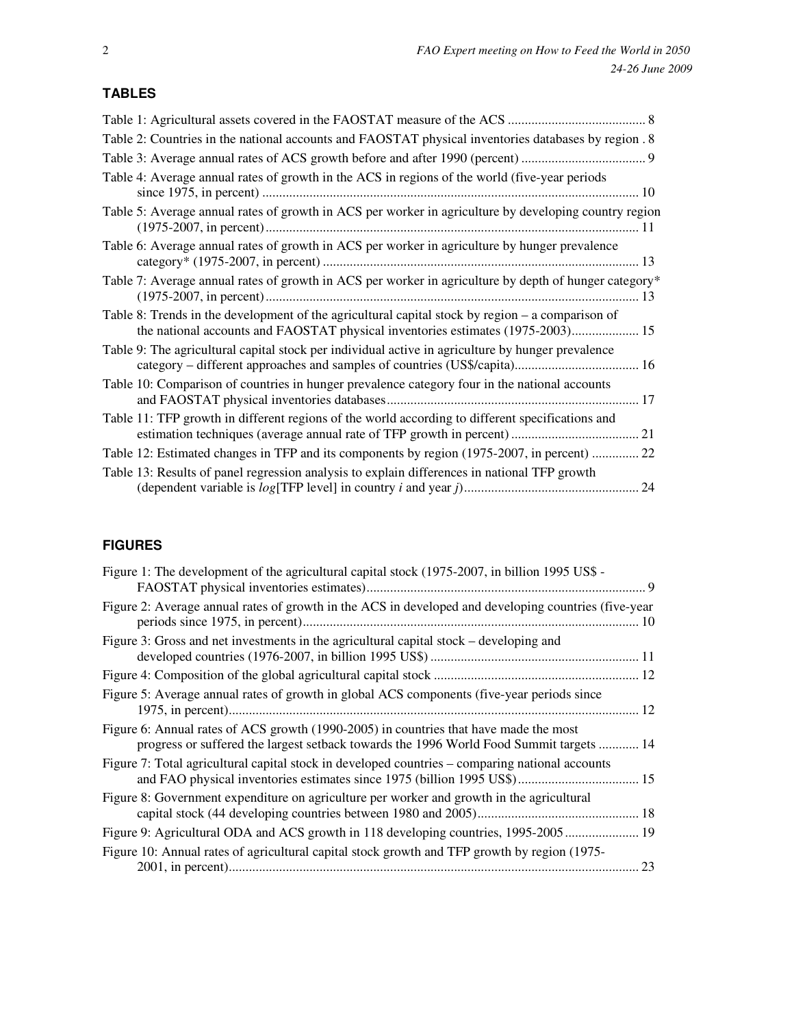## TABLES

Table 1: Agricultural assets covered in the FAOSTAT measure of the ACS ......................................... 8

Table 2: Countries in the national accounts and FAOSTAT physical inventories databases by region . 8

Table 3: Average annual rates of ACS growth before and after 1990 (percent) ..................................... 9

Table 4: Average annual rates of growth in the ACS in regions of the world (five-year periods since 1975, in percent) ............................................................................................................... 10

Table 5: Average annual rates of growth in ACS per worker in agriculture by developing country region (1975-2007, in percent) ............................................................................................................... 11

Table 6: Average annual rates of growth in ACS per worker in agriculture by hunger prevalence category* (1975-2007, in percent) ............................................................................................. 13

Table 7: Average annual rates of growth in ACS per worker in agriculture by depth of hunger category* (1975-2007, in percent) ............................................................................................................... 13

Table 8: Trends in the development of the agricultural capital stock by region – a comparison of the national accounts and FAOSTAT physical inventories estimates (1975-2003).................... 15

Table 9: The agricultural capital stock per individual active in agriculture by hunger prevalence category – different approaches and samples of countries (US$/capita)..................................... 16

Table 10: Comparison of countries in hunger prevalence category four in the national accounts and FAOSTAT physical inventories databases........................................................................... 17

Table 11: TFP growth in different regions of the world according to different specifications and estimation techniques (average annual rate of TFP growth in percent) ...................................... 21

Table 12: Estimated changes in TFP and its components by region (1975-2007, in percent) .............. 22

Table 13: Results of panel regression analysis to explain differences in national TFP growth (dependent variable is *log*[TFP level] in country *i* and year *j*).................................................... 24

## FIGURES

Figure 1: The development of the agricultural capital stock (1975-2007, in billion 1995 US$ - FAOSTAT physical inventories estimates)................................................................................... 9

Figure 2: Average annual rates of growth in the ACS in developed and developing countries (five-year periods since 1975, in percent)................................................................................................... 10

Figure 3: Gross and net investments in the agricultural capital stock – developing and developed countries (1976-2007, in billion 1995 US$) .............................................................. 11

Figure 4: Composition of the global agricultural capital stock ............................................................. 12

Figure 5: Average annual rates of growth in global ACS components (five-year periods since 1975, in percent)......................................................................................................................... 12

Figure 6: Annual rates of ACS growth (1990-2005) in countries that have made the most progress or suffered the largest setback towards the 1996 World Food Summit targets ............ 14

Figure 7: Total agricultural capital stock in developed countries – comparing national accounts and FAO physical inventories estimates since 1975 (billion 1995 US$).................................... 15

Figure 8: Government expenditure on agriculture per worker and growth in the agricultural capital stock (44 developing countries between 1980 and 2005)................................................ 18

Figure 9: Agricultural ODA and ACS growth in 118 developing countries, 1995-2005...................... 19

Figure 10: Annual rates of agricultural capital stock growth and TFP growth by region (1975-2001, in percent)......................................................................................................................... 23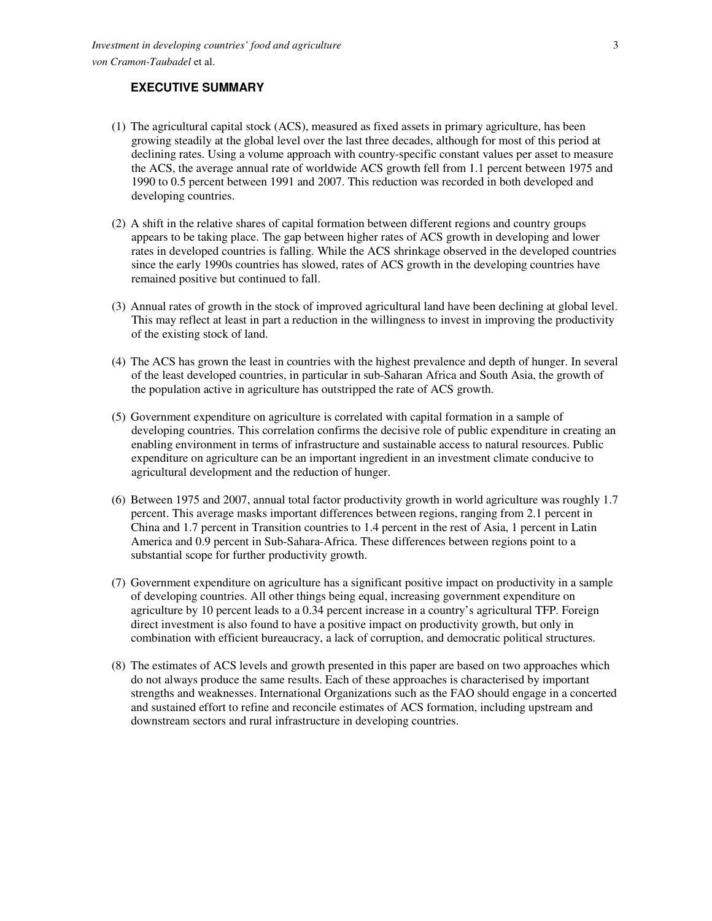## EXECUTIVE SUMMARY

(1) The agricultural capital stock (ACS), measured as fixed assets in primary agriculture, has been growing steadily at the global level over the last three decades, although for most of this period at declining rates. Using a volume approach with country-specific constant values per asset to measure the ACS, the average annual rate of worldwide ACS growth fell from 1.1 percent between 1975 and 1990 to 0.5 percent between 1991 and 2007. This reduction was recorded in both developed and developing countries.

(2) A shift in the relative shares of capital formation between different regions and country groups appears to be taking place. The gap between higher rates of ACS growth in developing and lower rates in developed countries is falling. While the ACS shrinkage observed in the developed countries since the early 1990s countries has slowed, rates of ACS growth in the developing countries have remained positive but continued to fall.

(3) Annual rates of growth in the stock of improved agricultural land have been declining at global level. This may reflect at least in part a reduction in the willingness to invest in improving the productivity of the existing stock of land.

(4) The ACS has grown the least in countries with the highest prevalence and depth of hunger. In several of the least developed countries, in particular in sub-Saharan Africa and South Asia, the growth of the population active in agriculture has outstripped the rate of ACS growth.

(5) Government expenditure on agriculture is correlated with capital formation in a sample of developing countries. This correlation confirms the decisive role of public expenditure in creating an enabling environment in terms of infrastructure and sustainable access to natural resources. Public expenditure on agriculture can be an important ingredient in an investment climate conducive to agricultural development and the reduction of hunger.

(6) Between 1975 and 2007, annual total factor productivity growth in world agriculture was roughly 1.7 percent. This average masks important differences between regions, ranging from 2.1 percent in China and 1.7 percent in Transition countries to 1.4 percent in the rest of Asia, 1 percent in Latin America and 0.9 percent in Sub-Sahara-Africa. These differences between regions point to a substantial scope for further productivity growth.

(7) Government expenditure on agriculture has a significant positive impact on productivity in a sample of developing countries. All other things being equal, increasing government expenditure on agriculture by 10 percent leads to a 0.34 percent increase in a country's agricultural TFP. Foreign direct investment is also found to have a positive impact on productivity growth, but only in combination with efficient bureaucracy, a lack of corruption, and democratic political structures.

(8) The estimates of ACS levels and growth presented in this paper are based on two approaches which do not always produce the same results. Each of these approaches is characterised by important strengths and weaknesses. International Organizations such as the FAO should engage in a concerted and sustained effort to refine and reconcile estimates of ACS formation, including upstream and downstream sectors and rural infrastructure in developing countries.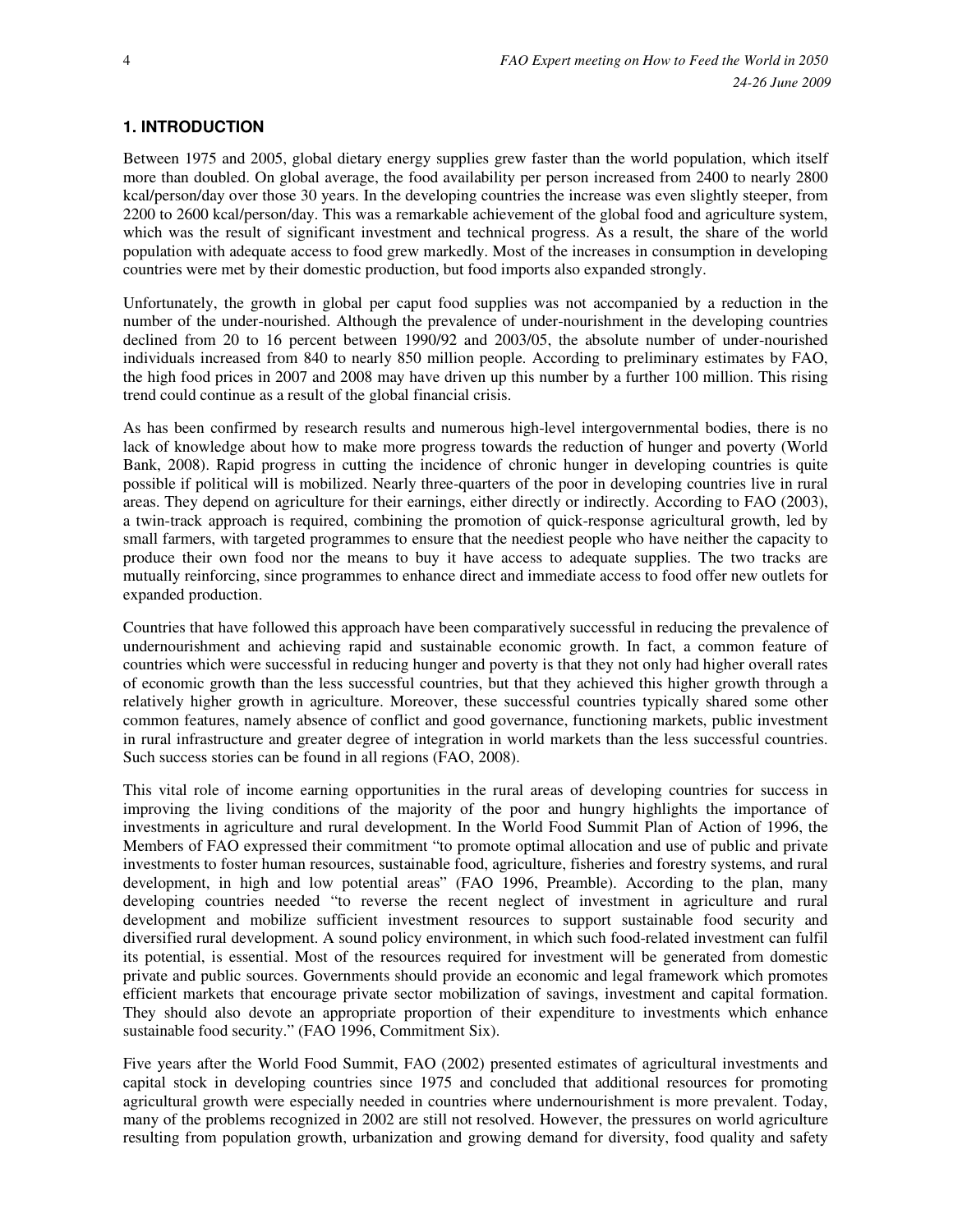## 1. INTRODUCTION

Between 1975 and 2005, global dietary energy supplies grew faster than the world population, which itself more than doubled. On global average, the food availability per person increased from 2400 to nearly 2800 kcal/person/day over those 30 years. In the developing countries the increase was even slightly steeper, from 2200 to 2600 kcal/person/day. This was a remarkable achievement of the global food and agriculture system, which was the result of significant investment and technical progress. As a result, the share of the world population with adequate access to food grew markedly. Most of the increases in consumption in developing countries were met by their domestic production, but food imports also expanded strongly.

Unfortunately, the growth in global per caput food supplies was not accompanied by a reduction in the number of the under-nourished. Although the prevalence of under-nourishment in the developing countries declined from 20 to 16 percent between 1990/92 and 2003/05, the absolute number of under-nourished individuals increased from 840 to nearly 850 million people. According to preliminary estimates by FAO, the high food prices in 2007 and 2008 may have driven up this number by a further 100 million. This rising trend could continue as a result of the global financial crisis.

As has been confirmed by research results and numerous high-level intergovernmental bodies, there is no lack of knowledge about how to make more progress towards the reduction of hunger and poverty (World Bank, 2008). Rapid progress in cutting the incidence of chronic hunger in developing countries is quite possible if political will is mobilized. Nearly three-quarters of the poor in developing countries live in rural areas. They depend on agriculture for their earnings, either directly or indirectly. According to FAO (2003), a twin-track approach is required, combining the promotion of quick-response agricultural growth, led by small farmers, with targeted programmes to ensure that the neediest people who have neither the capacity to produce their own food nor the means to buy it have access to adequate supplies. The two tracks are mutually reinforcing, since programmes to enhance direct and immediate access to food offer new outlets for expanded production.

Countries that have followed this approach have been comparatively successful in reducing the prevalence of undernourishment and achieving rapid and sustainable economic growth. In fact, a common feature of countries which were successful in reducing hunger and poverty is that they not only had higher overall rates of economic growth than the less successful countries, but that they achieved this higher growth through a relatively higher growth in agriculture. Moreover, these successful countries typically shared some other common features, namely absence of conflict and good governance, functioning markets, public investment in rural infrastructure and greater degree of integration in world markets than the less successful countries. Such success stories can be found in all regions (FAO, 2008).

This vital role of income earning opportunities in the rural areas of developing countries for success in improving the living conditions of the majority of the poor and hungry highlights the importance of investments in agriculture and rural development. In the World Food Summit Plan of Action of 1996, the Members of FAO expressed their commitment "to promote optimal allocation and use of public and private investments to foster human resources, sustainable food, agriculture, fisheries and forestry systems, and rural development, in high and low potential areas" (FAO 1996, Preamble). According to the plan, many developing countries needed "to reverse the recent neglect of investment in agriculture and rural development and mobilize sufficient investment resources to support sustainable food security and diversified rural development. A sound policy environment, in which such food-related investment can fulfil its potential, is essential. Most of the resources required for investment will be generated from domestic private and public sources. Governments should provide an economic and legal framework which promotes efficient markets that encourage private sector mobilization of savings, investment and capital formation. They should also devote an appropriate proportion of their expenditure to investments which enhance sustainable food security." (FAO 1996, Commitment Six).

Five years after the World Food Summit, FAO (2002) presented estimates of agricultural investments and capital stock in developing countries since 1975 and concluded that additional resources for promoting agricultural growth were especially needed in countries where undernourishment is more prevalent. Today, many of the problems recognized in 2002 are still not resolved. However, the pressures on world agriculture resulting from population growth, urbanization and growing demand for diversity, food quality and safety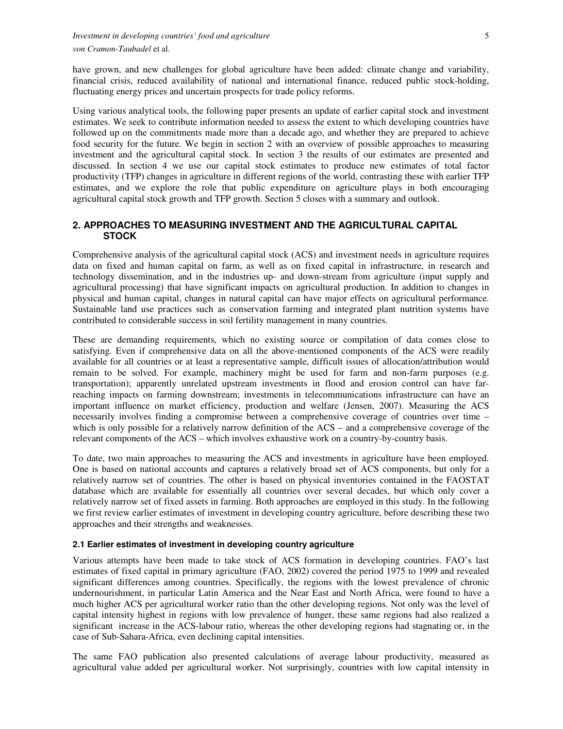have grown, and new challenges for global agriculture have been added: climate change and variability, financial crisis, reduced availability of national and international finance, reduced public stock-holding, fluctuating energy prices and uncertain prospects for trade policy reforms.

Using various analytical tools, the following paper presents an update of earlier capital stock and investment estimates. We seek to contribute information needed to assess the extent to which developing countries have followed up on the commitments made more than a decade ago, and whether they are prepared to achieve food security for the future. We begin in section 2 with an overview of possible approaches to measuring investment and the agricultural capital stock. In section 3 the results of our estimates are presented and discussed. In section 4 we use our capital stock estimates to produce new estimates of total factor productivity (TFP) changes in agriculture in different regions of the world, contrasting these with earlier TFP estimates, and we explore the role that public expenditure on agriculture plays in both encouraging agricultural capital stock growth and TFP growth. Section 5 closes with a summary and outlook.

## 2. APPROACHES TO MEASURING INVESTMENT AND THE AGRICULTURAL CAPITAL STOCK

Comprehensive analysis of the agricultural capital stock (ACS) and investment needs in agriculture requires data on fixed and human capital on farm, as well as on fixed capital in infrastructure, in research and technology dissemination, and in the industries up- and down-stream from agriculture (input supply and agricultural processing) that have significant impacts on agricultural production. In addition to changes in physical and human capital, changes in natural capital can have major effects on agricultural performance. Sustainable land use practices such as conservation farming and integrated plant nutrition systems have contributed to considerable success in soil fertility management in many countries.

These are demanding requirements, which no existing source or compilation of data comes close to satisfying. Even if comprehensive data on all the above-mentioned components of the ACS were readily available for all countries or at least a representative sample, difficult issues of allocation/attribution would remain to be solved. For example, machinery might be used for farm and non-farm purposes (e.g. transportation); apparently unrelated upstream investments in flood and erosion control can have far-reaching impacts on farming downstream; investments in telecommunications infrastructure can have an important influence on market efficiency, production and welfare (Jensen, 2007). Measuring the ACS necessarily involves finding a compromise between a comprehensive coverage of countries over time – which is only possible for a relatively narrow definition of the ACS – and a comprehensive coverage of the relevant components of the ACS – which involves exhaustive work on a country-by-country basis.

To date, two main approaches to measuring the ACS and investments in agriculture have been employed. One is based on national accounts and captures a relatively broad set of ACS components, but only for a relatively narrow set of countries. The other is based on physical inventories contained in the FAOSTAT database which are available for essentially all countries over several decades, but which only cover a relatively narrow set of fixed assets in farming. Both approaches are employed in this study. In the following we first review earlier estimates of investment in developing country agriculture, before describing these two approaches and their strengths and weaknesses.

### 2.1 Earlier estimates of investment in developing country agriculture

Various attempts have been made to take stock of ACS formation in developing countries. FAO's last estimates of fixed capital in primary agriculture (FAO, 2002) covered the period 1975 to 1999 and revealed significant differences among countries. Specifically, the regions with the lowest prevalence of chronic undernourishment, in particular Latin America and the Near East and North Africa, were found to have a much higher ACS per agricultural worker ratio than the other developing regions. Not only was the level of capital intensity highest in regions with low prevalence of hunger, these same regions had also realized a significant increase in the ACS-labour ratio, whereas the other developing regions had stagnating or, in the case of Sub-Sahara-Africa, even declining capital intensities.

The same FAO publication also presented calculations of average labour productivity, measured as agricultural value added per agricultural worker. Not surprisingly, countries with low capital intensity in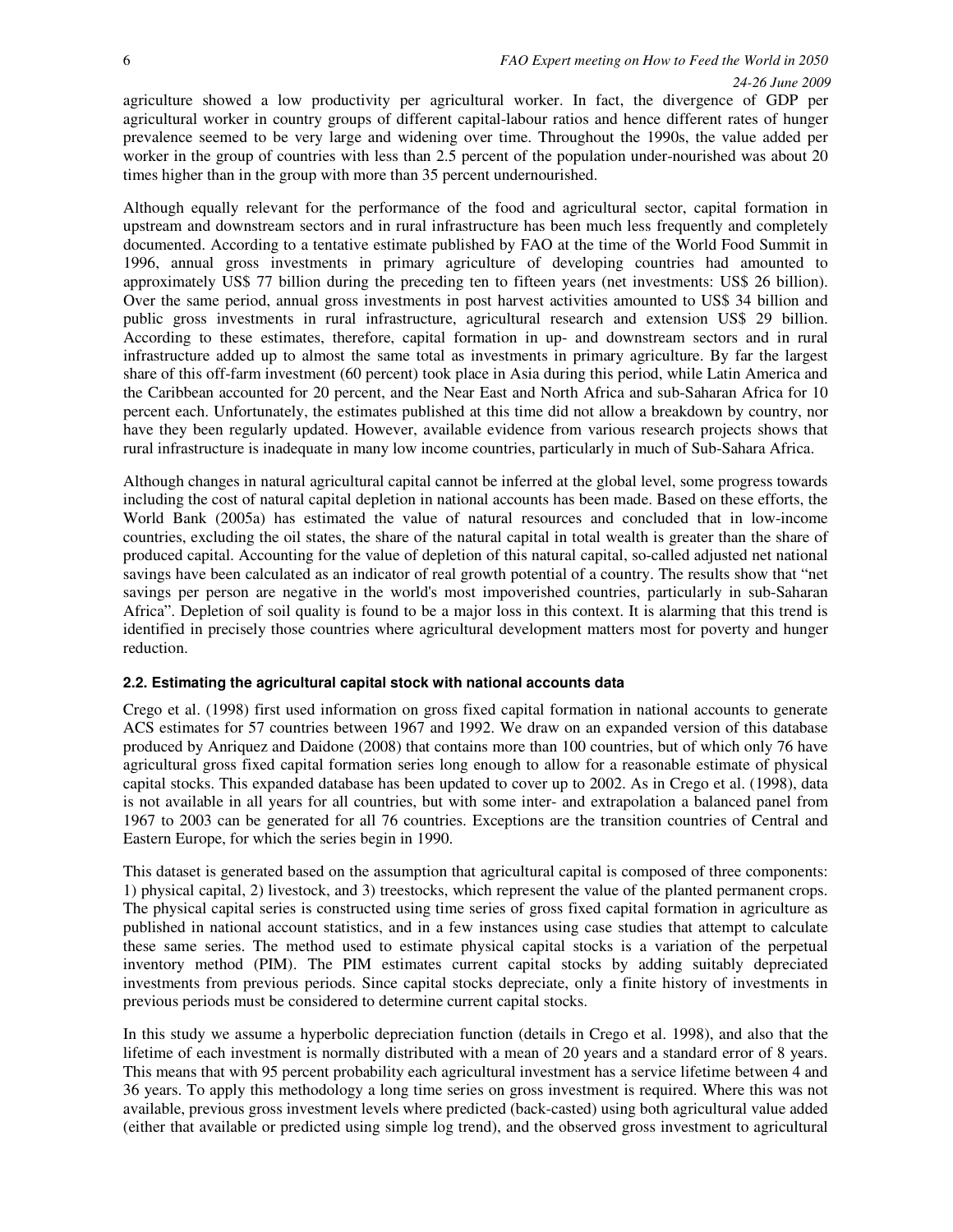agriculture showed a low productivity per agricultural worker. In fact, the divergence of GDP per agricultural worker in country groups of different capital-labour ratios and hence different rates of hunger prevalence seemed to be very large and widening over time. Throughout the 1990s, the value added per worker in the group of countries with less than 2.5 percent of the population under-nourished was about 20 times higher than in the group with more than 35 percent undernourished.

Although equally relevant for the performance of the food and agricultural sector, capital formation in upstream and downstream sectors and in rural infrastructure has been much less frequently and completely documented. According to a tentative estimate published by FAO at the time of the World Food Summit in 1996, annual gross investments in primary agriculture of developing countries had amounted to approximately US$ 77 billion during the preceding ten to fifteen years (net investments: US$ 26 billion). Over the same period, annual gross investments in post harvest activities amounted to US$ 34 billion and public gross investments in rural infrastructure, agricultural research and extension US$ 29 billion. According to these estimates, therefore, capital formation in up- and downstream sectors and in rural infrastructure added up to almost the same total as investments in primary agriculture. By far the largest share of this off-farm investment (60 percent) took place in Asia during this period, while Latin America and the Caribbean accounted for 20 percent, and the Near East and North Africa and sub-Saharan Africa for 10 percent each. Unfortunately, the estimates published at this time did not allow a breakdown by country, nor have they been regularly updated. However, available evidence from various research projects shows that rural infrastructure is inadequate in many low income countries, particularly in much of Sub-Sahara Africa.

Although changes in natural agricultural capital cannot be inferred at the global level, some progress towards including the cost of natural capital depletion in national accounts has been made. Based on these efforts, the World Bank (2005a) has estimated the value of natural resources and concluded that in low-income countries, excluding the oil states, the share of the natural capital in total wealth is greater than the share of produced capital. Accounting for the value of depletion of this natural capital, so-called adjusted net national savings have been calculated as an indicator of real growth potential of a country. The results show that "net savings per person are negative in the world's most impoverished countries, particularly in sub-Saharan Africa". Depletion of soil quality is found to be a major loss in this context. It is alarming that this trend is identified in precisely those countries where agricultural development matters most for poverty and hunger reduction.

### 2.2. Estimating the agricultural capital stock with national accounts data

Crego et al. (1998) first used information on gross fixed capital formation in national accounts to generate ACS estimates for 57 countries between 1967 and 1992. We draw on an expanded version of this database produced by Anriquez and Daidone (2008) that contains more than 100 countries, but of which only 76 have agricultural gross fixed capital formation series long enough to allow for a reasonable estimate of physical capital stocks. This expanded database has been updated to cover up to 2002. As in Crego et al. (1998), data is not available in all years for all countries, but with some inter- and extrapolation a balanced panel from 1967 to 2003 can be generated for all 76 countries. Exceptions are the transition countries of Central and Eastern Europe, for which the series begin in 1990.

This dataset is generated based on the assumption that agricultural capital is composed of three components: 1) physical capital, 2) livestock, and 3) treestocks, which represent the value of the planted permanent crops. The physical capital series is constructed using time series of gross fixed capital formation in agriculture as published in national account statistics, and in a few instances using case studies that attempt to calculate these same series. The method used to estimate physical capital stocks is a variation of the perpetual inventory method (PIM). The PIM estimates current capital stocks by adding suitably depreciated investments from previous periods. Since capital stocks depreciate, only a finite history of investments in previous periods must be considered to determine current capital stocks.

In this study we assume a hyperbolic depreciation function (details in Crego et al. 1998), and also that the lifetime of each investment is normally distributed with a mean of 20 years and a standard error of 8 years. This means that with 95 percent probability each agricultural investment has a service lifetime between 4 and 36 years. To apply this methodology a long time series on gross investment is required. Where this was not available, previous gross investment levels where predicted (back-casted) using both agricultural value added (either that available or predicted using simple log trend), and the observed gross investment to agricultural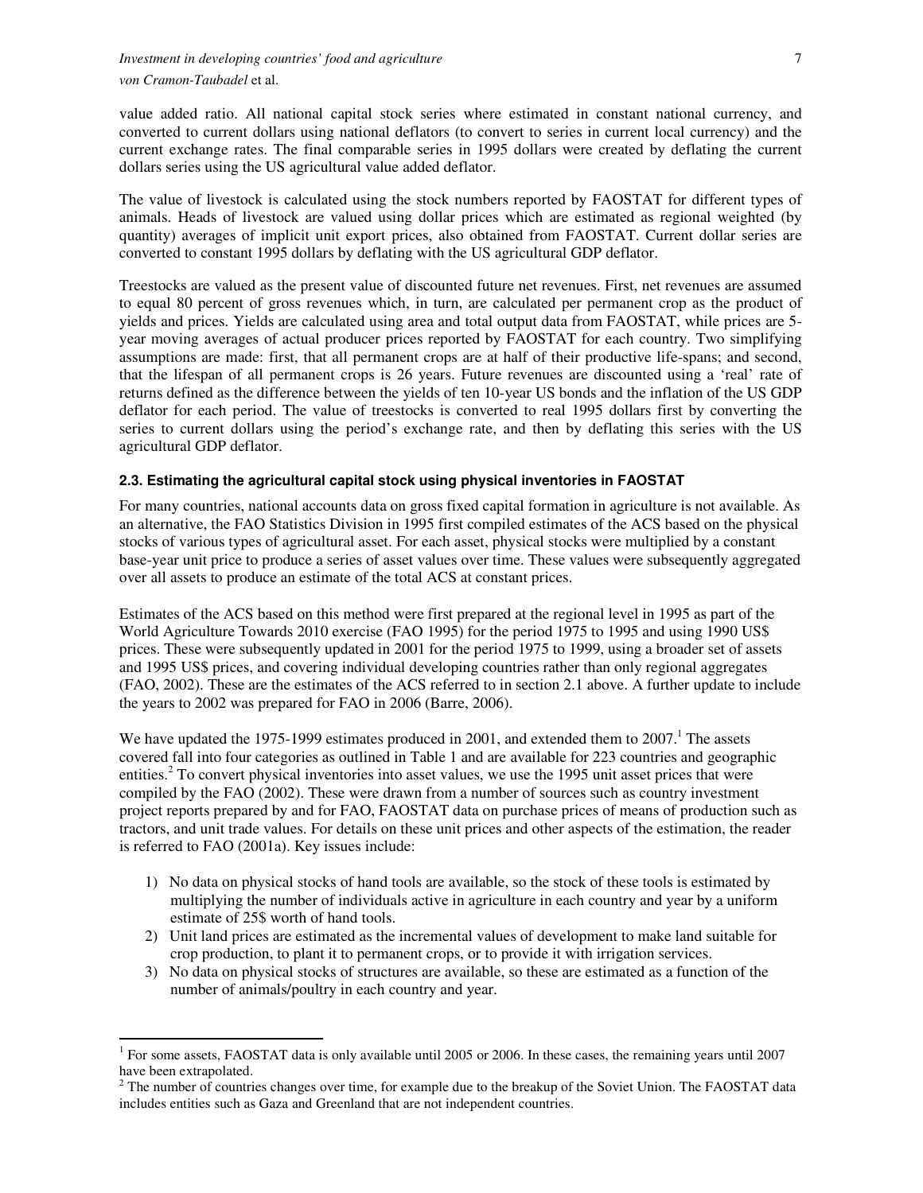value added ratio. All national capital stock series where estimated in constant national currency, and converted to current dollars using national deflators (to convert to series in current local currency) and the current exchange rates. The final comparable series in 1995 dollars were created by deflating the current dollars series using the US agricultural value added deflator.

The value of livestock is calculated using the stock numbers reported by FAOSTAT for different types of animals. Heads of livestock are valued using dollar prices which are estimated as regional weighted (by quantity) averages of implicit unit export prices, also obtained from FAOSTAT. Current dollar series are converted to constant 1995 dollars by deflating with the US agricultural GDP deflator.

Treestocks are valued as the present value of discounted future net revenues. First, net revenues are assumed to equal 80 percent of gross revenues which, in turn, are calculated per permanent crop as the product of yields and prices. Yields are calculated using area and total output data from FAOSTAT, while prices are 5-year moving averages of actual producer prices reported by FAOSTAT for each country. Two simplifying assumptions are made: first, that all permanent crops are at half of their productive life-spans; and second, that the lifespan of all permanent crops is 26 years. Future revenues are discounted using a 'real' rate of returns defined as the difference between the yields of ten 10-year US bonds and the inflation of the US GDP deflator for each period. The value of treestocks is converted to real 1995 dollars first by converting the series to current dollars using the period's exchange rate, and then by deflating this series with the US agricultural GDP deflator.

### 2.3. Estimating the agricultural capital stock using physical inventories in FAOSTAT

For many countries, national accounts data on gross fixed capital formation in agriculture is not available. As an alternative, the FAO Statistics Division in 1995 first compiled estimates of the ACS based on the physical stocks of various types of agricultural asset. For each asset, physical stocks were multiplied by a constant base-year unit price to produce a series of asset values over time. These values were subsequently aggregated over all assets to produce an estimate of the total ACS at constant prices.

Estimates of the ACS based on this method were first prepared at the regional level in 1995 as part of the World Agriculture Towards 2010 exercise (FAO 1995) for the period 1975 to 1995 and using 1990 US$ prices. These were subsequently updated in 2001 for the period 1975 to 1999, using a broader set of assets and 1995 US$ prices, and covering individual developing countries rather than only regional aggregates (FAO, 2002). These are the estimates of the ACS referred to in section 2.1 above. A further update to include the years to 2002 was prepared for FAO in 2006 (Barre, 2006).

We have updated the 1975-1999 estimates produced in 2001, and extended them to 2007.[1] The assets covered fall into four categories as outlined in Table 1 and are available for 223 countries and geographic entities.[2] To convert physical inventories into asset values, we use the 1995 unit asset prices that were compiled by the FAO (2002). These were drawn from a number of sources such as country investment project reports prepared by and for FAO, FAOSTAT data on purchase prices of means of production such as tractors, and unit trade values. For details on these unit prices and other aspects of the estimation, the reader is referred to FAO (2001a). Key issues include:

1) No data on physical stocks of hand tools are available, so the stock of these tools is estimated by multiplying the number of individuals active in agriculture in each country and year by a uniform estimate of 25$ worth of hand tools.
2) Unit land prices are estimated as the incremental values of development to make land suitable for crop production, to plant it to permanent crops, or to provide it with irrigation services.
3) No data on physical stocks of structures are available, so these are estimated as a function of the number of animals/poultry in each country and year.

---

[1] For some assets, FAOSTAT data is only available until 2005 or 2006. In these cases, the remaining years until 2007 have been extrapolated.

[2] The number of countries changes over time, for example due to the breakup of the Soviet Union. The FAOSTAT data includes entities such as Gaza and Greenland that are not independent countries.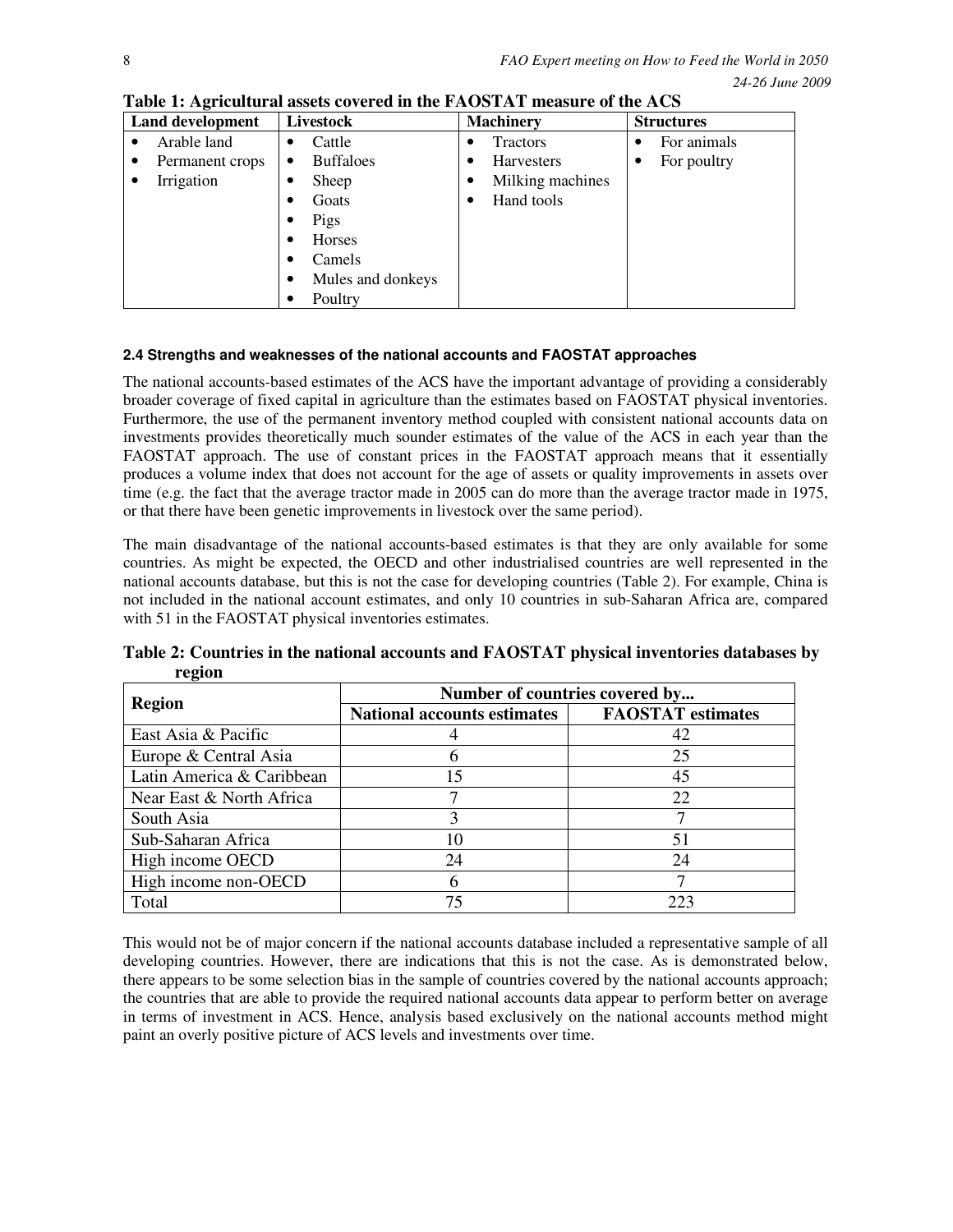**Table 1: Agricultural assets covered in the FAOSTAT measure of the ACS**

| Land development | Livestock | Machinery | Structures |
|---|---|---|---|
| • Arable land<br>• Permanent crops<br>• Irrigation | • Cattle<br>• Buffaloes<br>• Sheep<br>• Goats<br>• Pigs<br>• Horses<br>• Camels<br>• Mules and donkeys<br>• Poultry | • Tractors<br>• Harvesters<br>• Milking machines<br>• Hand tools | • For animals<br>• For poultry |

#### 2.4 Strengths and weaknesses of the national accounts and FAOSTAT approaches

The national accounts-based estimates of the ACS have the important advantage of providing a considerably broader coverage of fixed capital in agriculture than the estimates based on FAOSTAT physical inventories. Furthermore, the use of the permanent inventory method coupled with consistent national accounts data on investments provides theoretically much sounder estimates of the value of the ACS in each year than the FAOSTAT approach. The use of constant prices in the FAOSTAT approach means that it essentially produces a volume index that does not account for the age of assets or quality improvements in assets over time (e.g. the fact that the average tractor made in 2005 can do more than the average tractor made in 1975, or that there have been genetic improvements in livestock over the same period).

The main disadvantage of the national accounts-based estimates is that they are only available for some countries. As might be expected, the OECD and other industrialised countries are well represented in the national accounts database, but this is not the case for developing countries (Table 2). For example, China is not included in the national account estimates, and only 10 countries in sub-Saharan Africa are, compared with 51 in the FAOSTAT physical inventories estimates.

**Table 2: Countries in the national accounts and FAOSTAT physical inventories databases by region**

| Region | Number of countries covered by... | |
|---|---|---|
| | National accounts estimates | FAOSTAT estimates |
| East Asia & Pacific | 4 | 42 |
| Europe & Central Asia | 6 | 25 |
| Latin America & Caribbean | 15 | 45 |
| Near East & North Africa | 7 | 22 |
| South Asia | 3 | 7 |
| Sub-Saharan Africa | 10 | 51 |
| High income OECD | 24 | 24 |
| High income non-OECD | 6 | 7 |
| Total | 75 | 223 |

This would not be of major concern if the national accounts database included a representative sample of all developing countries. However, there are indications that this is not the case. As is demonstrated below, there appears to be some selection bias in the sample of countries covered by the national accounts approach; the countries that are able to provide the required national accounts data appear to perform better on average in terms of investment in ACS. Hence, analysis based exclusively on the national accounts method might paint an overly positive picture of ACS levels and investments over time.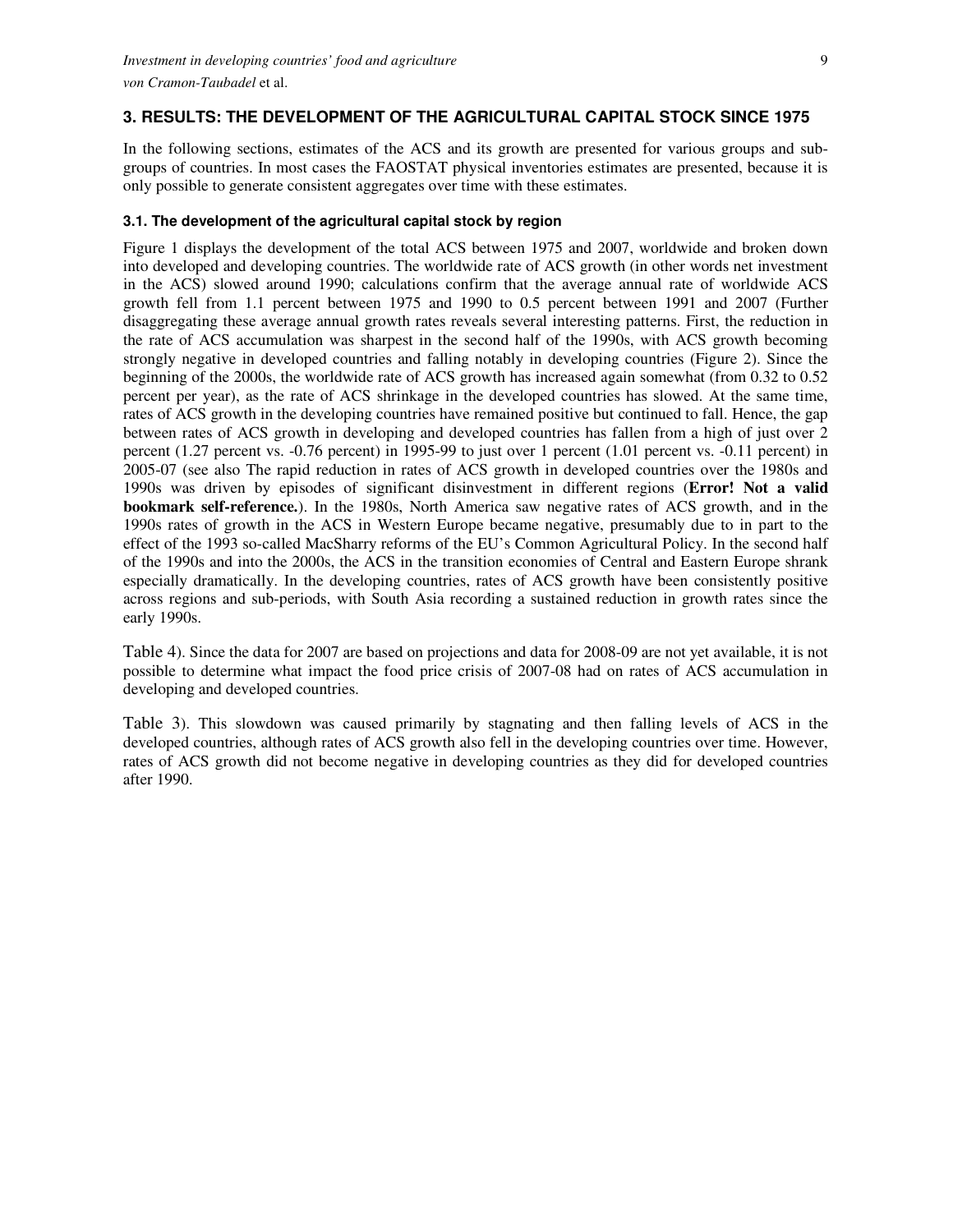## 3. RESULTS: THE DEVELOPMENT OF THE AGRICULTURAL CAPITAL STOCK SINCE 1975

In the following sections, estimates of the ACS and its growth are presented for various groups and sub-groups of countries. In most cases the FAOSTAT physical inventories estimates are presented, because it is only possible to generate consistent aggregates over time with these estimates.

### 3.1. The development of the agricultural capital stock by region

Figure 1 displays the development of the total ACS between 1975 and 2007, worldwide and broken down into developed and developing countries. The worldwide rate of ACS growth (in other words net investment in the ACS) slowed around 1990; calculations confirm that the average annual rate of worldwide ACS growth fell from 1.1 percent between 1975 and 1990 to 0.5 percent between 1991 and 2007 (Further disaggregating these average annual growth rates reveals several interesting patterns. First, the reduction in the rate of ACS accumulation was sharpest in the second half of the 1990s, with ACS growth becoming strongly negative in developed countries and falling notably in developing countries (Figure 2). Since the beginning of the 2000s, the worldwide rate of ACS growth has increased again somewhat (from 0.32 to 0.52 percent per year), as the rate of ACS shrinkage in the developed countries has slowed. At the same time, rates of ACS growth in the developing countries have remained positive but continued to fall. Hence, the gap between rates of ACS growth in developing and developed countries has fallen from a high of just over 2 percent (1.27 percent vs. -0.76 percent) in 1995-99 to just over 1 percent (1.01 percent vs. -0.11 percent) in 2005-07 (see also The rapid reduction in rates of ACS growth in developed countries over the 1980s and 1990s was driven by episodes of significant disinvestment in different regions (**Error! Not a valid bookmark self-reference.**). In the 1980s, North America saw negative rates of ACS growth, and in the 1990s rates of growth in the ACS in Western Europe became negative, presumably due to in part to the effect of the 1993 so-called MacSharry reforms of the EU's Common Agricultural Policy. In the second half of the 1990s and into the 2000s, the ACS in the transition economies of Central and Eastern Europe shrank especially dramatically. In the developing countries, rates of ACS growth have been consistently positive across regions and sub-periods, with South Asia recording a sustained reduction in growth rates since the early 1990s.

Table 4). Since the data for 2007 are based on projections and data for 2008-09 are not yet available, it is not possible to determine what impact the food price crisis of 2007-08 had on rates of ACS accumulation in developing and developed countries.

Table 3). This slowdown was caused primarily by stagnating and then falling levels of ACS in the developed countries, although rates of ACS growth also fell in the developing countries over time. However, rates of ACS growth did not become negative in developing countries as they did for developed countries after 1990.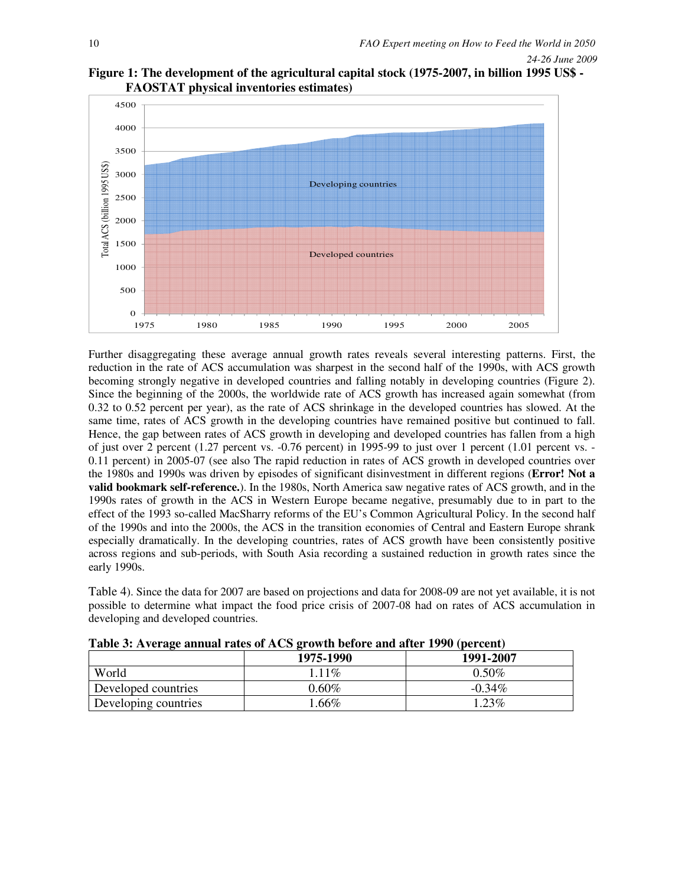**Figure 1: The development of the agricultural capital stock (1975-2007, in billion 1995 US$ - FAOSTAT physical inventories estimates)**

Further disaggregating these average annual growth rates reveals several interesting patterns. First, the reduction in the rate of ACS accumulation was sharpest in the second half of the 1990s, with ACS growth becoming strongly negative in developed countries and falling notably in developing countries (Figure 2). Since the beginning of the 2000s, the worldwide rate of ACS growth has increased again somewhat (from 0.32 to 0.52 percent per year), as the rate of ACS shrinkage in the developed countries has slowed. At the same time, rates of ACS growth in the developing countries have remained positive but continued to fall. Hence, the gap between rates of ACS growth in developing and developed countries has fallen from a high of just over 2 percent (1.27 percent vs. -0.76 percent) in 1995-99 to just over 1 percent (1.01 percent vs. -0.11 percent) in 2005-07 (see also The rapid reduction in rates of ACS growth in developed countries over the 1980s and 1990s was driven by episodes of significant disinvestment in different regions (**Error! Not a valid bookmark self-reference.**). In the 1980s, North America saw negative rates of ACS growth, and in the 1990s rates of growth in the ACS in Western Europe became negative, presumably due to in part to the effect of the 1993 so-called MacSharry reforms of the EU's Common Agricultural Policy. In the second half of the 1990s and into the 2000s, the ACS in the transition economies of Central and Eastern Europe shrank especially dramatically. In the developing countries, rates of ACS growth have been consistently positive across regions and sub-periods, with South Asia recording a sustained reduction in growth rates since the early 1990s.

Table 4). Since the data for 2007 are based on projections and data for 2008-09 are not yet available, it is not possible to determine what impact the food price crisis of 2007-08 had on rates of ACS accumulation in developing and developed countries.

**Table 3: Average annual rates of ACS growth before and after 1990 (percent)**

| | 1975-1990 | 1991-2007 |
|---|---|---|
| World | 1.11% | 0.50% |
| Developed countries | 0.60% | -0.34% |
| Developing countries | 1.66% | 1.23% |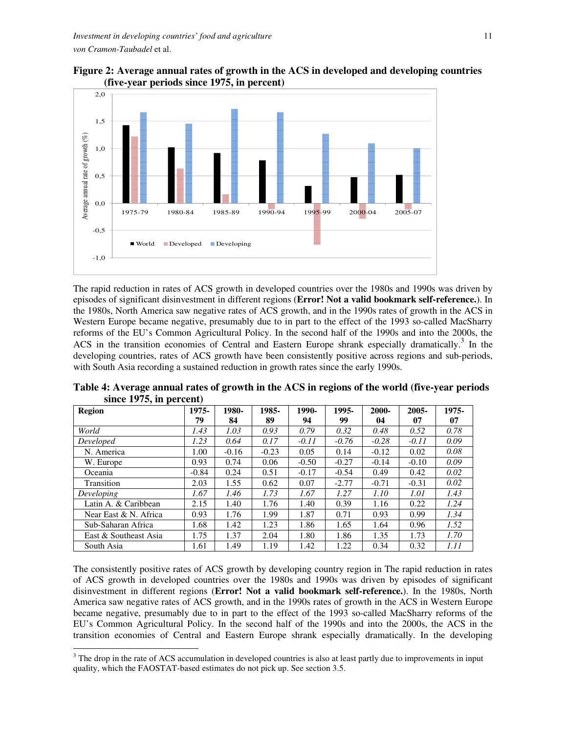**Figure 2: Average annual rates of growth in the ACS in developed and developing countries (five-year periods since 1975, in percent)**

The rapid reduction in rates of ACS growth in developed countries over the 1980s and 1990s was driven by episodes of significant disinvestment in different regions (**Error! Not a valid bookmark self-reference.**). In the 1980s, North America saw negative rates of ACS growth, and in the 1990s rates of growth in the ACS in Western Europe became negative, presumably due to in part to the effect of the 1993 so-called MacSharry reforms of the EU's Common Agricultural Policy. In the second half of the 1990s and into the 2000s, the ACS in the transition economies of Central and Eastern Europe shrank especially dramatically.[3] In the developing countries, rates of ACS growth have been consistently positive across regions and sub-periods, with South Asia recording a sustained reduction in growth rates since the early 1990s.

**Table 4: Average annual rates of growth in the ACS in regions of the world (five-year periods since 1975, in percent)**

| Region | 1975-79 | 1980-84 | 1985-89 | 1990-94 | 1995-99 | 2000-04 | 2005-07 | 1975-07 |
|---|---|---|---|---|---|---|---|---|
| *World* | *1.43* | *1.03* | *0.93* | *0.79* | *0.32* | *0.48* | *0.52* | *0.78* |
| *Developed* | *1.23* | *0.64* | *0.17* | *-0.11* | *-0.76* | *-0.28* | *-0.11* | *0.09* |
| N. America | 1.00 | -0.16 | -0.23 | 0.05 | 0.14 | -0.12 | 0.02 | *0.08* |
| W. Europe | 0.93 | 0.74 | 0.06 | -0.50 | -0.27 | -0.14 | -0.10 | *0.09* |
| Oceania | -0.84 | 0.24 | 0.51 | -0.17 | -0.54 | 0.49 | 0.42 | *0.02* |
| Transition | 2.03 | 1.55 | 0.62 | 0.07 | -2.77 | -0.71 | -0.31 | *0.02* |
| *Developing* | *1.67* | *1.46* | *1.73* | *1.67* | *1.27* | *1.10* | *1.01* | *1.43* |
| Latin A. & Caribbean | 2.15 | 1.40 | 1.76 | 1.40 | 0.39 | 1.16 | 0.22 | *1.24* |
| Near East & N. Africa | 0.93 | 1.76 | 1.99 | 1.87 | 0.71 | 0.93 | 0.99 | *1.34* |
| Sub-Saharan Africa | 1.68 | 1.42 | 1.23 | 1.86 | 1.65 | 1.64 | 0.96 | *1.52* |
| East & Southeast Asia | 1.75 | 1.37 | 2.04 | 1.80 | 1.86 | 1.35 | 1.73 | *1.70* |
| South Asia | 1.61 | 1.49 | 1.19 | 1.42 | 1.22 | 0.34 | 0.32 | *1.11* |

The consistently positive rates of ACS growth by developing country region in The rapid reduction in rates of ACS growth in developed countries over the 1980s and 1990s was driven by episodes of significant disinvestment in different regions (**Error! Not a valid bookmark self-reference.**). In the 1980s, North America saw negative rates of ACS growth, and in the 1990s rates of growth in the ACS in Western Europe became negative, presumably due to in part to the effect of the 1993 so-called MacSharry reforms of the EU's Common Agricultural Policy. In the second half of the 1990s and into the 2000s, the ACS in the transition economies of Central and Eastern Europe shrank especially dramatically. In the developing

[3] The drop in the rate of ACS accumulation in developed countries is also at least partly due to improvements in input quality, which the FAOSTAT-based estimates do not pick up. See section 3.5.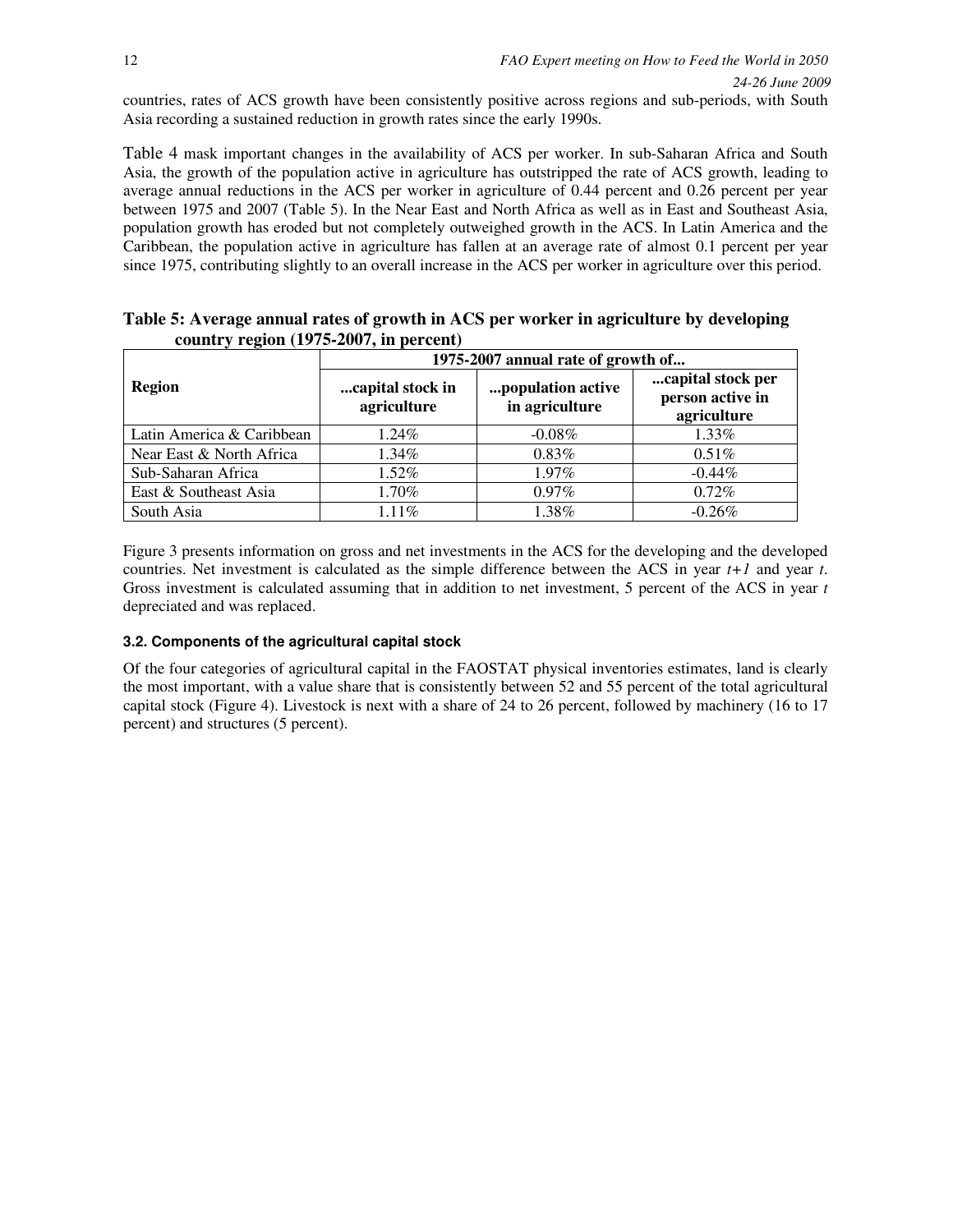countries, rates of ACS growth have been consistently positive across regions and sub-periods, with South Asia recording a sustained reduction in growth rates since the early 1990s.

Table 4 mask important changes in the availability of ACS per worker. In sub-Saharan Africa and South Asia, the growth of the population active in agriculture has outstripped the rate of ACS growth, leading to average annual reductions in the ACS per worker in agriculture of 0.44 percent and 0.26 percent per year between 1975 and 2007 (Table 5). In the Near East and North Africa as well as in East and Southeast Asia, population growth has eroded but not completely outweighed growth in the ACS. In Latin America and the Caribbean, the population active in agriculture has fallen at an average rate of almost 0.1 percent per year since 1975, contributing slightly to an overall increase in the ACS per worker in agriculture over this period.

**Table 5: Average annual rates of growth in ACS per worker in agriculture by developing country region (1975-2007, in percent)**

| Region | 1975-2007 annual rate of growth of... | | |
|---|---|---|---|
| | ...capital stock in agriculture | ...population active in agriculture | ...capital stock per person active in agriculture |
| Latin America & Caribbean | 1.24% | -0.08% | 1.33% |
| Near East & North Africa | 1.34% | 0.83% | 0.51% |
| Sub-Saharan Africa | 1.52% | 1.97% | -0.44% |
| East & Southeast Asia | 1.70% | 0.97% | 0.72% |
| South Asia | 1.11% | 1.38% | -0.26% |

Figure 3 presents information on gross and net investments in the ACS for the developing and the developed countries. Net investment is calculated as the simple difference between the ACS in year $t+1$ and year $t$. Gross investment is calculated assuming that in addition to net investment, 5 percent of the ACS in year $t$ depreciated and was replaced.

### 3.2. Components of the agricultural capital stock

Of the four categories of agricultural capital in the FAOSTAT physical inventories estimates, land is clearly the most important, with a value share that is consistently between 52 and 55 percent of the total agricultural capital stock (Figure 4). Livestock is next with a share of 24 to 26 percent, followed by machinery (16 to 17 percent) and structures (5 percent).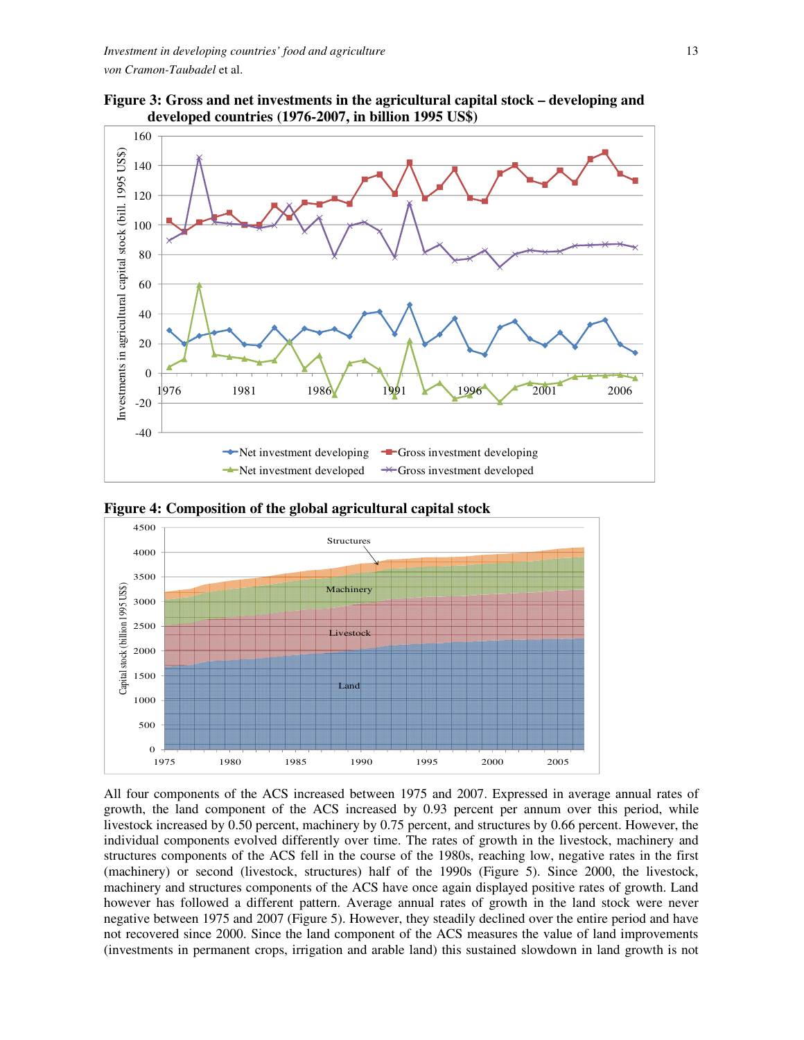**Figure 3: Gross and net investments in the agricultural capital stock – developing and developed countries (1976-2007, in billion 1995 US$)**

**Figure 4: Composition of the global agricultural capital stock**

All four components of the ACS increased between 1975 and 2007. Expressed in average annual rates of growth, the land component of the ACS increased by 0.93 percent per annum over this period, while livestock increased by 0.50 percent, machinery by 0.75 percent, and structures by 0.66 percent. However, the individual components evolved differently over time. The rates of growth in the livestock, machinery and structures components of the ACS fell in the course of the 1980s, reaching low, negative rates in the first (machinery) or second (livestock, structures) half of the 1990s (Figure 5). Since 2000, the livestock, machinery and structures components of the ACS have once again displayed positive rates of growth. Land however has followed a different pattern. Average annual rates of growth in the land stock were never negative between 1975 and 2007 (Figure 5). However, they steadily declined over the entire period and have not recovered since 2000. Since the land component of the ACS measures the value of land improvements (investments in permanent crops, irrigation and arable land) this sustained slowdown in land growth is not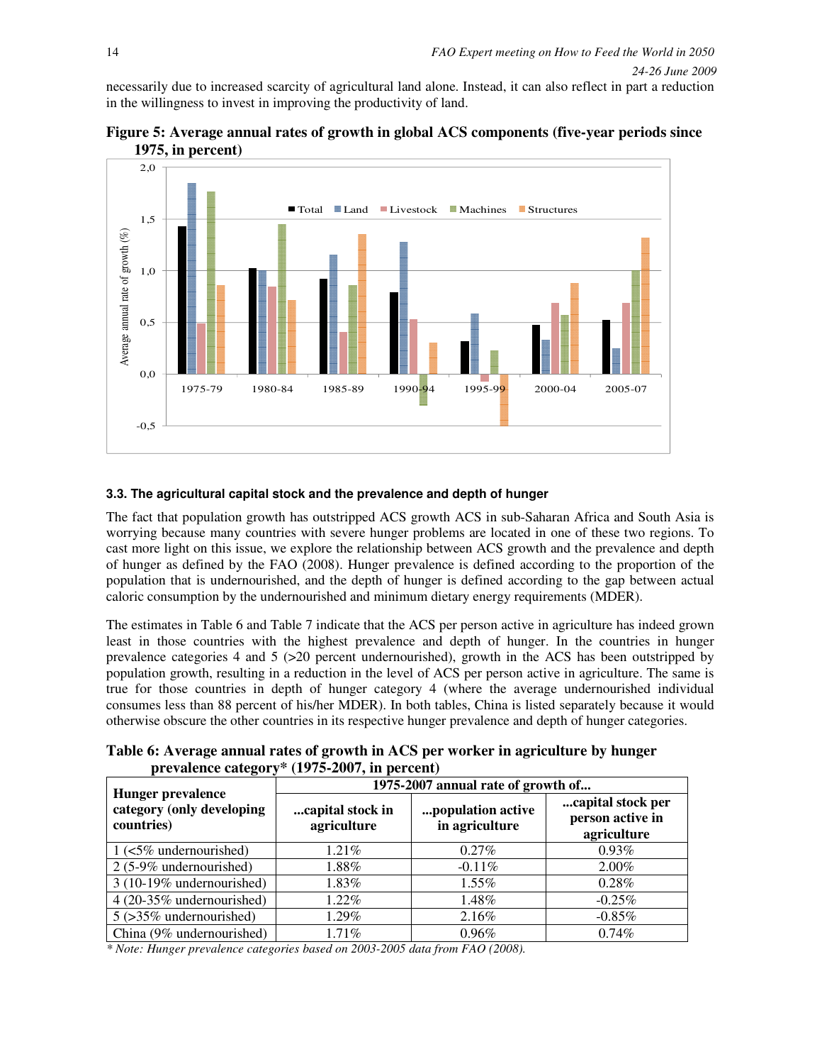necessarily due to increased scarcity of agricultural land alone. Instead, it can also reflect in part a reduction in the willingness to invest in improving the productivity of land.

**Figure 5: Average annual rates of growth in global ACS components (five-year periods since 1975, in percent)**

### 3.3. The agricultural capital stock and the prevalence and depth of hunger

The fact that population growth has outstripped ACS growth ACS in sub-Saharan Africa and South Asia is worrying because many countries with severe hunger problems are located in one of these two regions. To cast more light on this issue, we explore the relationship between ACS growth and the prevalence and depth of hunger as defined by the FAO (2008). Hunger prevalence is defined according to the proportion of the population that is undernourished, and the depth of hunger is defined according to the gap between actual caloric consumption by the undernourished and minimum dietary energy requirements (MDER).

The estimates in Table 6 and Table 7 indicate that the ACS per person active in agriculture has indeed grown least in those countries with the highest prevalence and depth of hunger. In the countries in hunger prevalence categories 4 and 5 (>20 percent undernourished), growth in the ACS has been outstripped by population growth, resulting in a reduction in the level of ACS per person active in agriculture. The same is true for those countries in depth of hunger category 4 (where the average undernourished individual consumes less than 88 percent of his/her MDER). In both tables, China is listed separately because it would otherwise obscure the other countries in its respective hunger prevalence and depth of hunger categories.

**Table 6: Average annual rates of growth in ACS per worker in agriculture by hunger prevalence category\* (1975-2007, in percent)**

| Hunger prevalence category (only developing countries) | 1975-2007 annual rate of growth of... | | |
|---|---|---|---|
| | ...capital stock in agriculture | ...population active in agriculture | ...capital stock per person active in agriculture |
| 1 (<5% undernourished) | 1.21% | 0.27% | 0.93% |
| 2 (5-9% undernourished) | 1.88% | -0.11% | 2.00% |
| 3 (10-19% undernourished) | 1.83% | 1.55% | 0.28% |
| 4 (20-35% undernourished) | 1.22% | 1.48% | -0.25% |
| 5 (>35% undernourished) | 1.29% | 2.16% | -0.85% |
| China (9% undernourished) | 1.71% | 0.96% | 0.74% |

*\* Note: Hunger prevalence categories based on 2003-2005 data from FAO (2008).*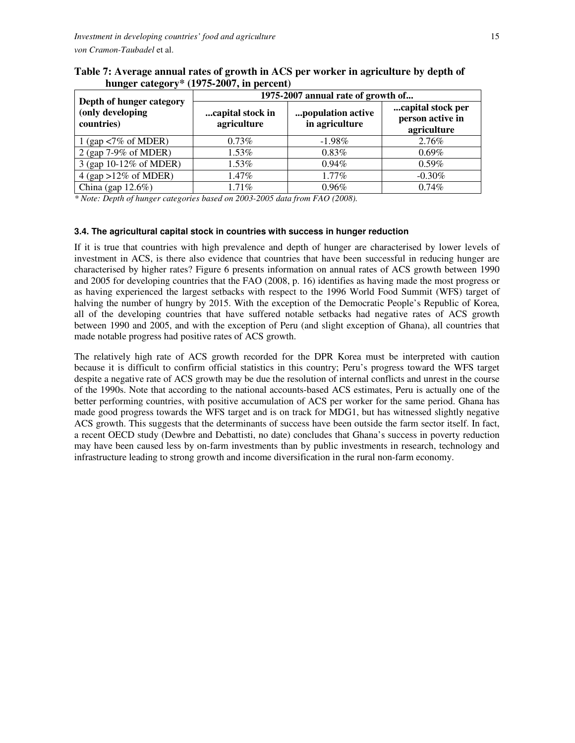**Table 7: Average annual rates of growth in ACS per worker in agriculture by depth of hunger category* (1975-2007, in percent)**

| Depth of hunger category (only developing countries) | 1975-2007 annual rate of growth of... | | |
|---|---|---|---|
| | ...capital stock in agriculture | ...population active in agriculture | ...capital stock per person active in agriculture |
| 1 (gap <7% of MDER) | 0.73% | -1.98% | 2.76% |
| 2 (gap 7-9% of MDER) | 1.53% | 0.83% | 0.69% |
| 3 (gap 10-12% of MDER) | 1.53% | 0.94% | 0.59% |
| 4 (gap >12% of MDER) | 1.47% | 1.77% | -0.30% |
| China (gap 12.6%) | 1.71% | 0.96% | 0.74% |

*\* Note: Depth of hunger categories based on 2003-2005 data from FAO (2008).*

#### 3.4. The agricultural capital stock in countries with success in hunger reduction

If it is true that countries with high prevalence and depth of hunger are characterised by lower levels of investment in ACS, is there also evidence that countries that have been successful in reducing hunger are characterised by higher rates? Figure 6 presents information on annual rates of ACS growth between 1990 and 2005 for developing countries that the FAO (2008, p. 16) identifies as having made the most progress or as having experienced the largest setbacks with respect to the 1996 World Food Summit (WFS) target of halving the number of hungry by 2015. With the exception of the Democratic People's Republic of Korea, all of the developing countries that have suffered notable setbacks had negative rates of ACS growth between 1990 and 2005, and with the exception of Peru (and slight exception of Ghana), all countries that made notable progress had positive rates of ACS growth.

The relatively high rate of ACS growth recorded for the DPR Korea must be interpreted with caution because it is difficult to confirm official statistics in this country; Peru's progress toward the WFS target despite a negative rate of ACS growth may be due the resolution of internal conflicts and unrest in the course of the 1990s. Note that according to the national accounts-based ACS estimates, Peru is actually one of the better performing countries, with positive accumulation of ACS per worker for the same period. Ghana has made good progress towards the WFS target and is on track for MDG1, but has witnessed slightly negative ACS growth. This suggests that the determinants of success have been outside the farm sector itself. In fact, a recent OECD study (Dewbre and Debattisti, no date) concludes that Ghana's success in poverty reduction may have been caused less by on-farm investments than by public investments in research, technology and infrastructure leading to strong growth and income diversification in the rural non-farm economy.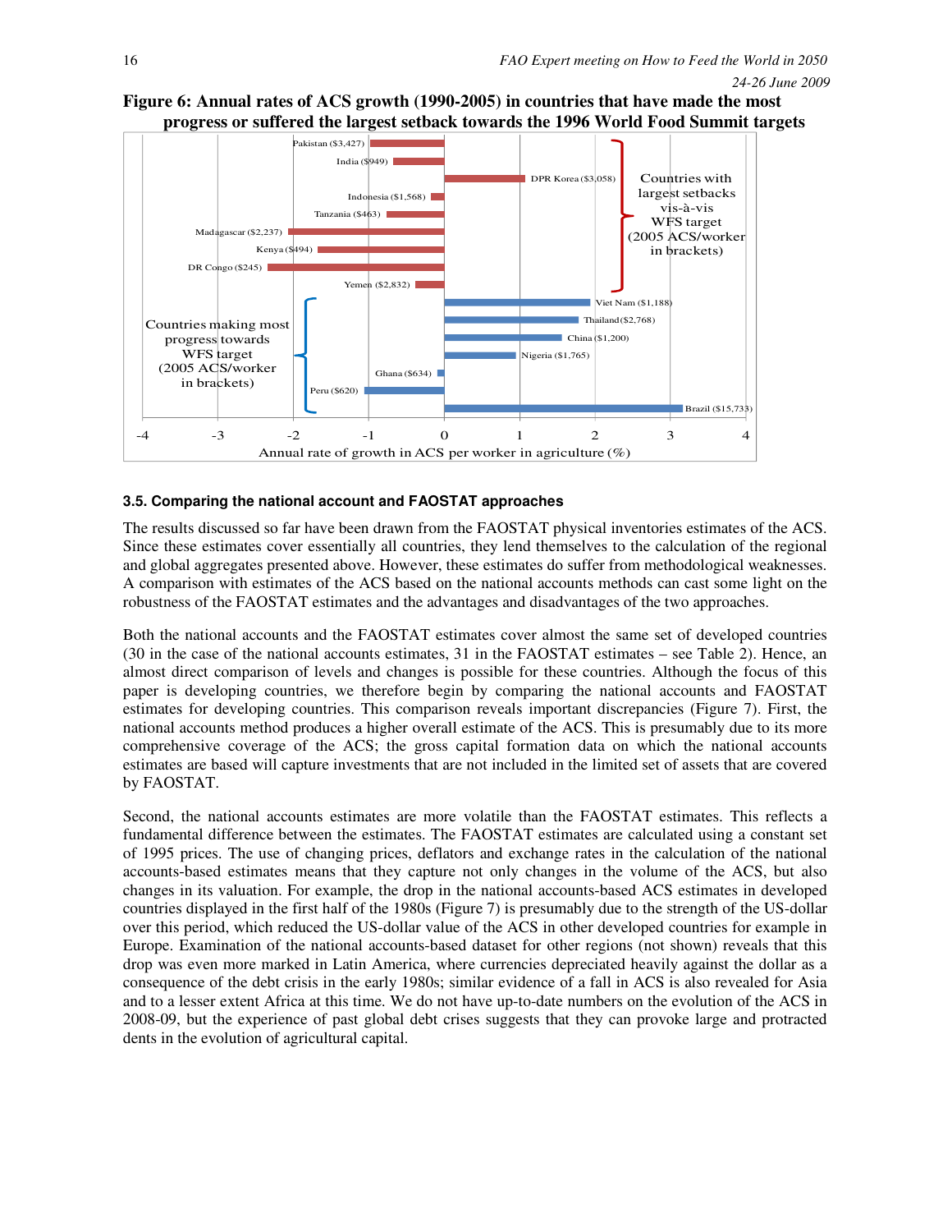**Figure 6: Annual rates of ACS growth (1990-2005) in countries that have made the most progress or suffered the largest setback towards the 1996 World Food Summit targets**

### 3.5. Comparing the national account and FAOSTAT approaches

The results discussed so far have been drawn from the FAOSTAT physical inventories estimates of the ACS. Since these estimates cover essentially all countries, they lend themselves to the calculation of the regional and global aggregates presented above. However, these estimates do suffer from methodological weaknesses. A comparison with estimates of the ACS based on the national accounts methods can cast some light on the robustness of the FAOSTAT estimates and the advantages and disadvantages of the two approaches.

Both the national accounts and the FAOSTAT estimates cover almost the same set of developed countries (30 in the case of the national accounts estimates, 31 in the FAOSTAT estimates – see Table 2). Hence, an almost direct comparison of levels and changes is possible for these countries. Although the focus of this paper is developing countries, we therefore begin by comparing the national accounts and FAOSTAT estimates for developing countries. This comparison reveals important discrepancies (Figure 7). First, the national accounts method produces a higher overall estimate of the ACS. This is presumably due to its more comprehensive coverage of the ACS; the gross capital formation data on which the national accounts estimates are based will capture investments that are not included in the limited set of assets that are covered by FAOSTAT.

Second, the national accounts estimates are more volatile than the FAOSTAT estimates. This reflects a fundamental difference between the estimates. The FAOSTAT estimates are calculated using a constant set of 1995 prices. The use of changing prices, deflators and exchange rates in the calculation of the national accounts-based estimates means that they capture not only changes in the volume of the ACS, but also changes in its valuation. For example, the drop in the national accounts-based ACS estimates in developed countries displayed in the first half of the 1980s (Figure 7) is presumably due to the strength of the US-dollar over this period, which reduced the US-dollar value of the ACS in other developed countries for example in Europe. Examination of the national accounts-based dataset for other regions (not shown) reveals that this drop was even more marked in Latin America, where currencies depreciated heavily against the dollar as a consequence of the debt crisis in the early 1980s; similar evidence of a fall in ACS is also revealed for Asia and to a lesser extent Africa at this time. We do not have up-to-date numbers on the evolution of the ACS in 2008-09, but the experience of past global debt crises suggests that they can provoke large and protracted dents in the evolution of agricultural capital.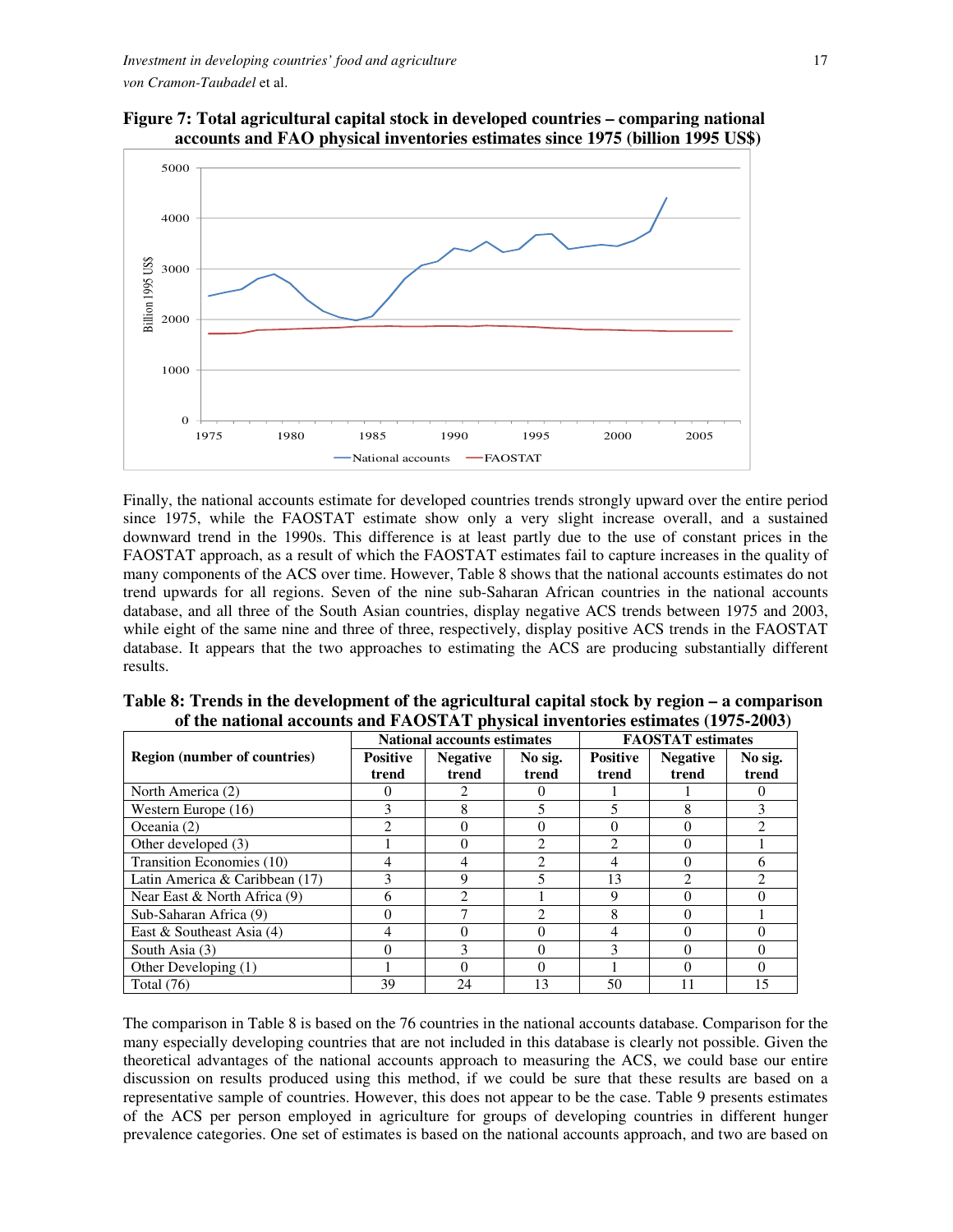**Figure 7: Total agricultural capital stock in developed countries – comparing national accounts and FAO physical inventories estimates since 1975 (billion 1995 US$)**

Finally, the national accounts estimate for developed countries trends strongly upward over the entire period since 1975, while the FAOSTAT estimate show only a very slight increase overall, and a sustained downward trend in the 1990s. This difference is at least partly due to the use of constant prices in the FAOSTAT approach, as a result of which the FAOSTAT estimates fail to capture increases in the quality of many components of the ACS over time. However, Table 8 shows that the national accounts estimates do not trend upwards for all regions. Seven of the nine sub-Saharan African countries in the national accounts database, and all three of the South Asian countries, display negative ACS trends between 1975 and 2003, while eight of the same nine and three of three, respectively, display positive ACS trends in the FAOSTAT database. It appears that the two approaches to estimating the ACS are producing substantially different results.

**Table 8: Trends in the development of the agricultural capital stock by region – a comparison of the national accounts and FAOSTAT physical inventories estimates (1975-2003)**

| Region (number of countries) | National accounts estimates | | | FAOSTAT estimates | | |
|---|---|---|---|---|---|---|
| | Positive trend | Negative trend | No sig. trend | Positive trend | Negative trend | No sig. trend |
| North America (2) | 0 | 2 | 0 | 1 | 1 | 0 |
| Western Europe (16) | 3 | 8 | 5 | 5 | 8 | 3 |
| Oceania (2) | 2 | 0 | 0 | 0 | 0 | 2 |
| Other developed (3) | 1 | 0 | 2 | 2 | 0 | 1 |
| Transition Economies (10) | 4 | 4 | 2 | 4 | 0 | 6 |
| Latin America & Caribbean (17) | 3 | 9 | 5 | 13 | 2 | 2 |
| Near East & North Africa (9) | 6 | 2 | 1 | 9 | 0 | 0 |
| Sub-Saharan Africa (9) | 0 | 7 | 2 | 8 | 0 | 1 |
| East & Southeast Asia (4) | 4 | 0 | 0 | 4 | 0 | 0 |
| South Asia (3) | 0 | 3 | 0 | 3 | 0 | 0 |
| Other Developing (1) | 1 | 0 | 0 | 1 | 0 | 0 |
| Total (76) | 39 | 24 | 13 | 50 | 11 | 15 |

The comparison in Table 8 is based on the 76 countries in the national accounts database. Comparison for the many especially developing countries that are not included in this database is clearly not possible. Given the theoretical advantages of the national accounts approach to measuring the ACS, we could base our entire discussion on results produced using this method, if we could be sure that these results are based on a representative sample of countries. However, this does not appear to be the case. Table 9 presents estimates of the ACS per person employed in agriculture for groups of developing countries in different hunger prevalence categories. One set of estimates is based on the national accounts approach, and two are based on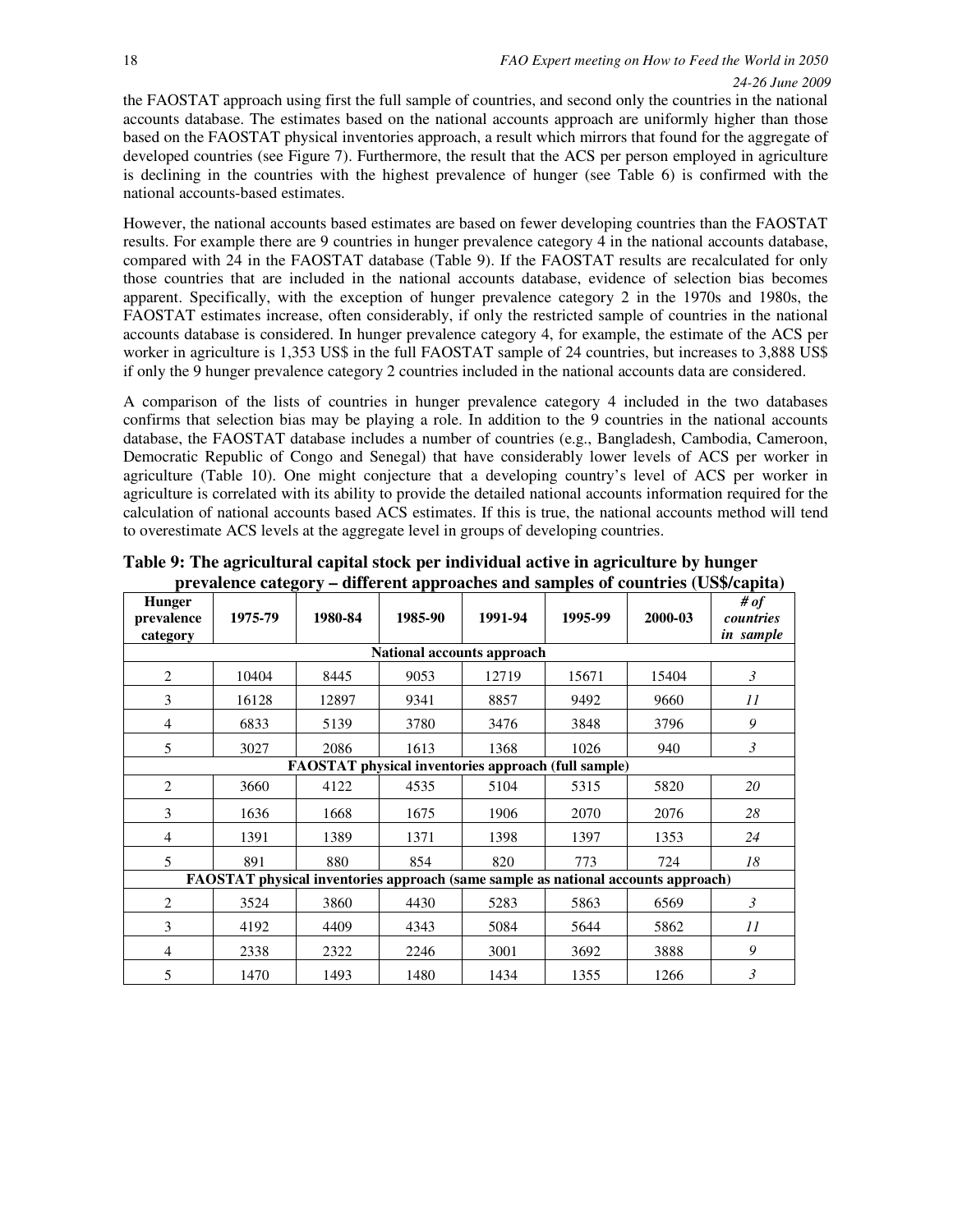the FAOSTAT approach using first the full sample of countries, and second only the countries in the national accounts database. The estimates based on the national accounts approach are uniformly higher than those based on the FAOSTAT physical inventories approach, a result which mirrors that found for the aggregate of developed countries (see Figure 7). Furthermore, the result that the ACS per person employed in agriculture is declining in the countries with the highest prevalence of hunger (see Table 6) is confirmed with the national accounts-based estimates.

However, the national accounts based estimates are based on fewer developing countries than the FAOSTAT results. For example there are 9 countries in hunger prevalence category 4 in the national accounts database, compared with 24 in the FAOSTAT database (Table 9). If the FAOSTAT results are recalculated for only those countries that are included in the national accounts database, evidence of selection bias becomes apparent. Specifically, with the exception of hunger prevalence category 2 in the 1970s and 1980s, the FAOSTAT estimates increase, often considerably, if only the restricted sample of countries in the national accounts database is considered. In hunger prevalence category 4, for example, the estimate of the ACS per worker in agriculture is 1,353 US$ in the full FAOSTAT sample of 24 countries, but increases to 3,888 US$ if only the 9 hunger prevalence category 2 countries included in the national accounts data are considered.

A comparison of the lists of countries in hunger prevalence category 4 included in the two databases confirms that selection bias may be playing a role. In addition to the 9 countries in the national accounts database, the FAOSTAT database includes a number of countries (e.g., Bangladesh, Cambodia, Cameroon, Democratic Republic of Congo and Senegal) that have considerably lower levels of ACS per worker in agriculture (Table 10). One might conjecture that a developing country's level of ACS per worker in agriculture is correlated with its ability to provide the detailed national accounts information required for the calculation of national accounts based ACS estimates. If this is true, the national accounts method will tend to overestimate ACS levels at the aggregate level in groups of developing countries.

**Table 9: The agricultural capital stock per individual active in agriculture by hunger prevalence category – different approaches and samples of countries (US$/capita)**

| Hunger prevalence category | 1975-79 | 1980-84 | 1985-90 | 1991-94 | 1995-99 | 2000-03 | *# of countries in sample* |
|---|---|---|---|---|---|---|---|
| **National accounts approach** | | | | | | | |
| 2 | 10404 | 8445 | 9053 | 12719 | 15671 | 15404 | *3* |
| 3 | 16128 | 12897 | 9341 | 8857 | 9492 | 9660 | *11* |
| 4 | 6833 | 5139 | 3780 | 3476 | 3848 | 3796 | *9* |
| 5 | 3027 | 2086 | 1613 | 1368 | 1026 | 940 | *3* |
| **FAOSTAT physical inventories approach (full sample)** | | | | | | | |
| 2 | 3660 | 4122 | 4535 | 5104 | 5315 | 5820 | *20* |
| 3 | 1636 | 1668 | 1675 | 1906 | 2070 | 2076 | *28* |
| 4 | 1391 | 1389 | 1371 | 1398 | 1397 | 1353 | *24* |
| 5 | 891 | 880 | 854 | 820 | 773 | 724 | *18* |
| **FAOSTAT physical inventories approach (same sample as national accounts approach)** | | | | | | | |
| 2 | 3524 | 3860 | 4430 | 5283 | 5863 | 6569 | *3* |
| 3 | 4192 | 4409 | 4343 | 5084 | 5644 | 5862 | *11* |
| 4 | 2338 | 2322 | 2246 | 3001 | 3692 | 3888 | *9* |
| 5 | 1470 | 1493 | 1480 | 1434 | 1355 | 1266 | *3* |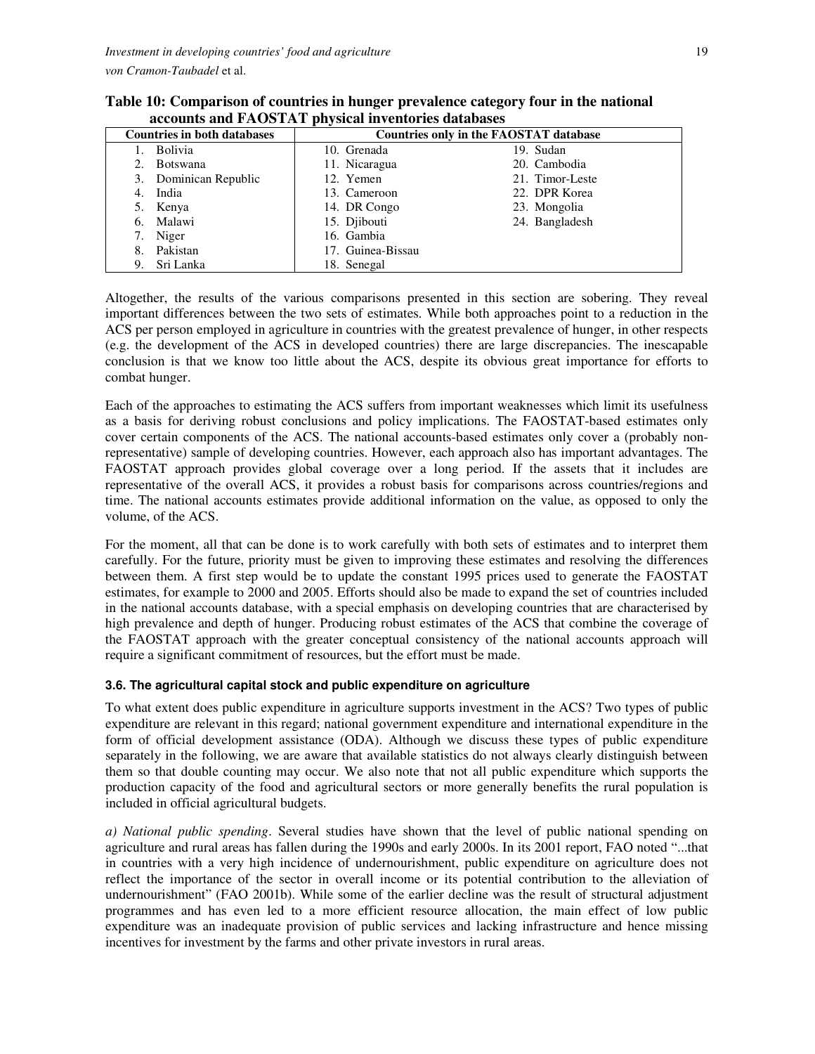**Table 10: Comparison of countries in hunger prevalence category four in the national accounts and FAOSTAT physical inventories databases**

| Countries in both databases | Countries only in the FAOSTAT database | |
|---|---|---|
| 1. Bolivia | 10. Grenada | 19. Sudan |
| 2. Botswana | 11. Nicaragua | 20. Cambodia |
| 3. Dominican Republic | 12. Yemen | 21. Timor-Leste |
| 4. India | 13. Cameroon | 22. DPR Korea |
| 5. Kenya | 14. DR Congo | 23. Mongolia |
| 6. Malawi | 15. Djibouti | 24. Bangladesh |
| 7. Niger | 16. Gambia | |
| 8. Pakistan | 17. Guinea-Bissau | |
| 9. Sri Lanka | 18. Senegal | |

Altogether, the results of the various comparisons presented in this section are sobering. They reveal important differences between the two sets of estimates. While both approaches point to a reduction in the ACS per person employed in agriculture in countries with the greatest prevalence of hunger, in other respects (e.g. the development of the ACS in developed countries) there are large discrepancies. The inescapable conclusion is that we know too little about the ACS, despite its obvious great importance for efforts to combat hunger.

Each of the approaches to estimating the ACS suffers from important weaknesses which limit its usefulness as a basis for deriving robust conclusions and policy implications. The FAOSTAT-based estimates only cover certain components of the ACS. The national accounts-based estimates only cover a (probably non-representative) sample of developing countries. However, each approach also has important advantages. The FAOSTAT approach provides global coverage over a long period. If the assets that it includes are representative of the overall ACS, it provides a robust basis for comparisons across countries/regions and time. The national accounts estimates provide additional information on the value, as opposed to only the volume, of the ACS.

For the moment, all that can be done is to work carefully with both sets of estimates and to interpret them carefully. For the future, priority must be given to improving these estimates and resolving the differences between them. A first step would be to update the constant 1995 prices used to generate the FAOSTAT estimates, for example to 2000 and 2005. Efforts should also be made to expand the set of countries included in the national accounts database, with a special emphasis on developing countries that are characterised by high prevalence and depth of hunger. Producing robust estimates of the ACS that combine the coverage of the FAOSTAT approach with the greater conceptual consistency of the national accounts approach will require a significant commitment of resources, but the effort must be made.

### 3.6. The agricultural capital stock and public expenditure on agriculture

To what extent does public expenditure in agriculture supports investment in the ACS? Two types of public expenditure are relevant in this regard; national government expenditure and international expenditure in the form of official development assistance (ODA). Although we discuss these types of public expenditure separately in the following, we are aware that available statistics do not always clearly distinguish between them so that double counting may occur. We also note that not all public expenditure which supports the production capacity of the food and agricultural sectors or more generally benefits the rural population is included in official agricultural budgets.

*a) National public spending*. Several studies have shown that the level of public national spending on agriculture and rural areas has fallen during the 1990s and early 2000s. In its 2001 report, FAO noted "...that in countries with a very high incidence of undernourishment, public expenditure on agriculture does not reflect the importance of the sector in overall income or its potential contribution to the alleviation of undernourishment" (FAO 2001b). While some of the earlier decline was the result of structural adjustment programmes and has even led to a more efficient resource allocation, the main effect of low public expenditure was an inadequate provision of public services and lacking infrastructure and hence missing incentives for investment by the farms and other private investors in rural areas.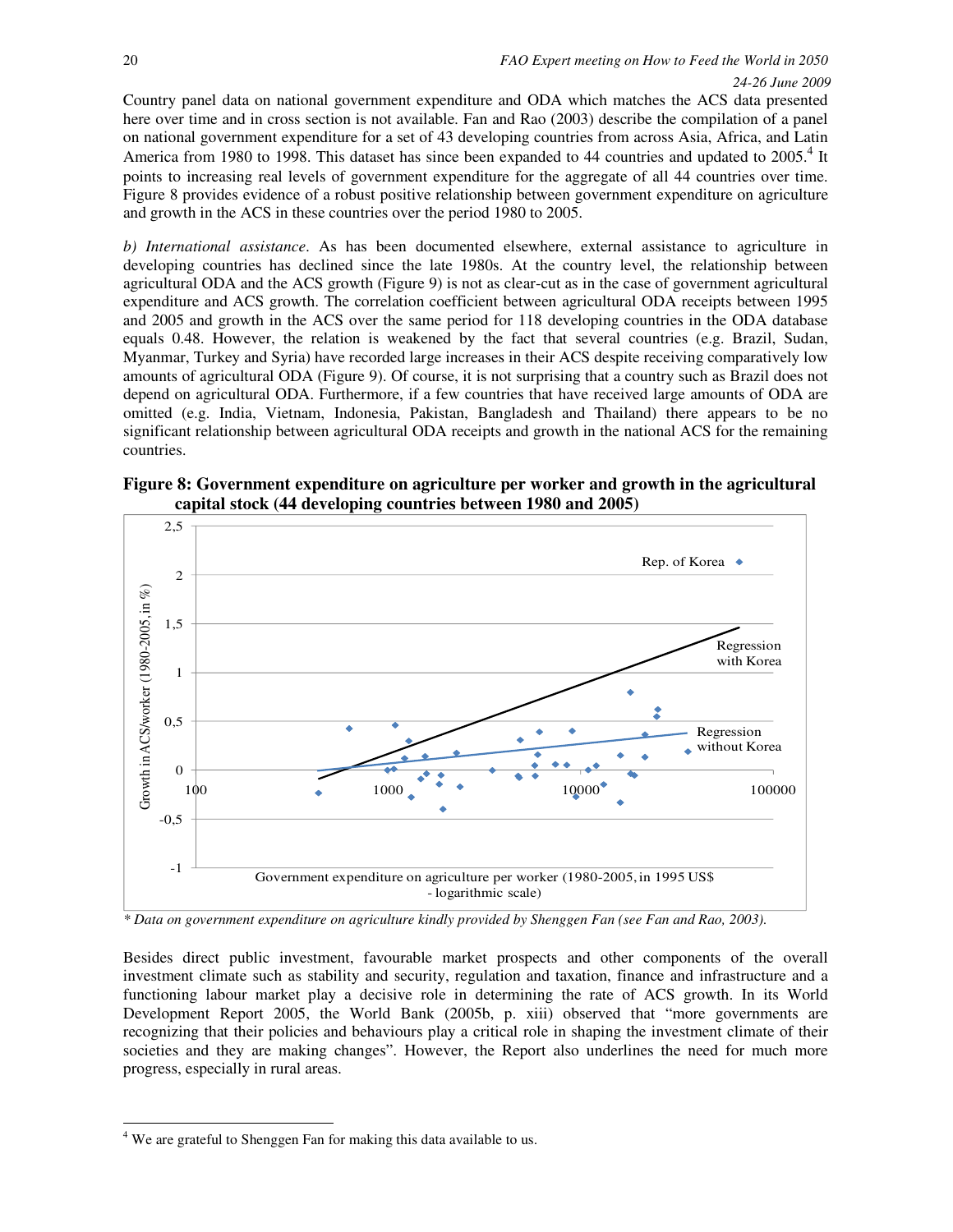Country panel data on national government expenditure and ODA which matches the ACS data presented here over time and in cross section is not available. Fan and Rao (2003) describe the compilation of a panel on national government expenditure for a set of 43 developing countries from across Asia, Africa, and Latin America from 1980 to 1998. This dataset has since been expanded to 44 countries and updated to 2005.[4] It points to increasing real levels of government expenditure for the aggregate of all 44 countries over time. Figure 8 provides evidence of a robust positive relationship between government expenditure on agriculture and growth in the ACS in these countries over the period 1980 to 2005.

*b) International assistance*. As has been documented elsewhere, external assistance to agriculture in developing countries has declined since the late 1980s. At the country level, the relationship between agricultural ODA and the ACS growth (Figure 9) is not as clear-cut as in the case of government agricultural expenditure and ACS growth. The correlation coefficient between agricultural ODA receipts between 1995 and 2005 and growth in the ACS over the same period for 118 developing countries in the ODA database equals 0.48. However, the relation is weakened by the fact that several countries (e.g. Brazil, Sudan, Myanmar, Turkey and Syria) have recorded large increases in their ACS despite receiving comparatively low amounts of agricultural ODA (Figure 9). Of course, it is not surprising that a country such as Brazil does not depend on agricultural ODA. Furthermore, if a few countries that have received large amounts of ODA are omitted (e.g. India, Vietnam, Indonesia, Pakistan, Bangladesh and Thailand) there appears to be no significant relationship between agricultural ODA receipts and growth in the national ACS for the remaining countries.

**Figure 8: Government expenditure on agriculture per worker and growth in the agricultural capital stock (44 developing countries between 1980 and 2005)**

*\* Data on government expenditure on agriculture kindly provided by Shenggen Fan (see Fan and Rao, 2003).*

Besides direct public investment, favourable market prospects and other components of the overall investment climate such as stability and security, regulation and taxation, finance and infrastructure and a functioning labour market play a decisive role in determining the rate of ACS growth. In its World Development Report 2005, the World Bank (2005b, p. xiii) observed that "more governments are recognizing that their policies and behaviours play a critical role in shaping the investment climate of their societies and they are making changes". However, the Report also underlines the need for much more progress, especially in rural areas.

[4] We are grateful to Shenggen Fan for making this data available to us.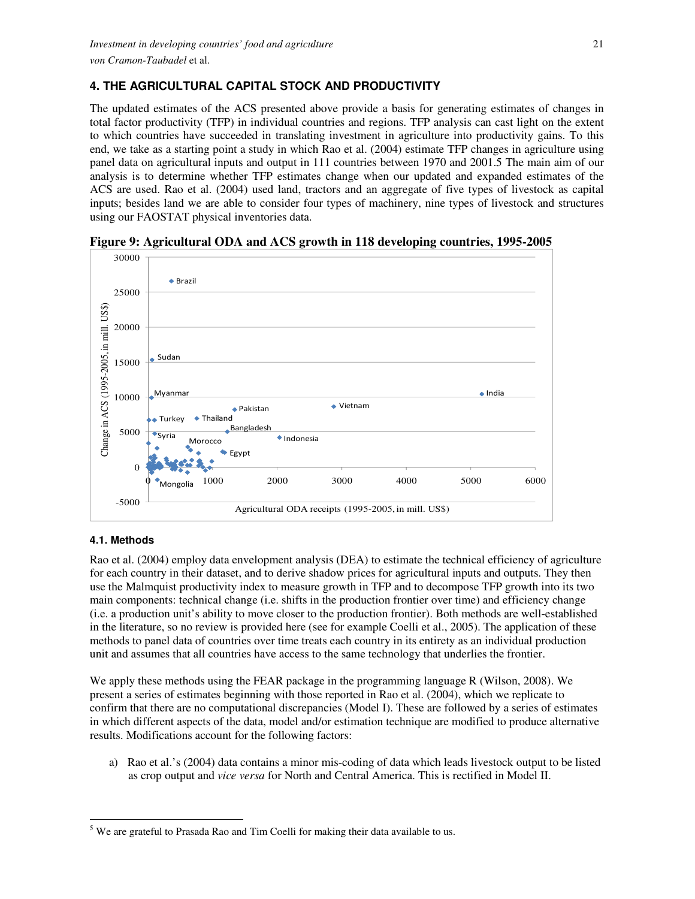## 4. THE AGRICULTURAL CAPITAL STOCK AND PRODUCTIVITY

The updated estimates of the ACS presented above provide a basis for generating estimates of changes in total factor productivity (TFP) in individual countries and regions. TFP analysis can cast light on the extent to which countries have succeeded in translating investment in agriculture into productivity gains. To this end, we take as a starting point a study in which Rao et al. (2004) estimate TFP changes in agriculture using panel data on agricultural inputs and output in 111 countries between 1970 and 2001.[5] The main aim of our analysis is to determine whether TFP estimates change when our updated and expanded estimates of the ACS are used. Rao et al. (2004) used land, tractors and an aggregate of five types of livestock as capital inputs; besides land we are able to consider four types of machinery, nine types of livestock and structures using our FAOSTAT physical inventories data.

**Figure 9: Agricultural ODA and ACS growth in 118 developing countries, 1995-2005**

### 4.1. Methods

Rao et al. (2004) employ data envelopment analysis (DEA) to estimate the technical efficiency of agriculture for each country in their dataset, and to derive shadow prices for agricultural inputs and outputs. They then use the Malmquist productivity index to measure growth in TFP and to decompose TFP growth into its two main components: technical change (i.e. shifts in the production frontier over time) and efficiency change (i.e. a production unit's ability to move closer to the production frontier). Both methods are well-established in the literature, so no review is provided here (see for example Coelli et al., 2005). The application of these methods to panel data of countries over time treats each country in its entirety as an individual production unit and assumes that all countries have access to the same technology that underlies the frontier.

We apply these methods using the FEAR package in the programming language R (Wilson, 2008). We present a series of estimates beginning with those reported in Rao et al. (2004), which we replicate to confirm that there are no computational discrepancies (Model I). These are followed by a series of estimates in which different aspects of the data, model and/or estimation technique are modified to produce alternative results. Modifications account for the following factors:

a) Rao et al.'s (2004) data contains a minor mis-coding of data which leads livestock output to be listed as crop output and *vice versa* for North and Central America. This is rectified in Model II.

---

[5] We are grateful to Prasada Rao and Tim Coelli for making their data available to us.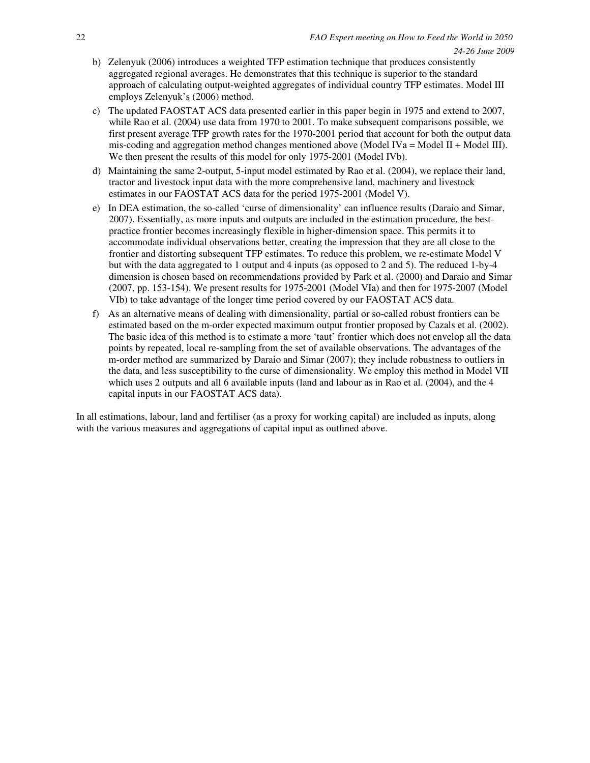b) Zelenyuk (2006) introduces a weighted TFP estimation technique that produces consistently aggregated regional averages. He demonstrates that this technique is superior to the standard approach of calculating output-weighted aggregates of individual country TFP estimates. Model III employs Zelenyuk's (2006) method.

c) The updated FAOSTAT ACS data presented earlier in this paper begin in 1975 and extend to 2007, while Rao et al. (2004) use data from 1970 to 2001. To make subsequent comparisons possible, we first present average TFP growth rates for the 1970-2001 period that account for both the output data mis-coding and aggregation method changes mentioned above (Model IVa = Model II + Model III). We then present the results of this model for only 1975-2001 (Model IVb).

d) Maintaining the same 2-output, 5-input model estimated by Rao et al. (2004), we replace their land, tractor and livestock input data with the more comprehensive land, machinery and livestock estimates in our FAOSTAT ACS data for the period 1975-2001 (Model V).

e) In DEA estimation, the so-called 'curse of dimensionality' can influence results (Daraio and Simar, 2007). Essentially, as more inputs and outputs are included in the estimation procedure, the best-practice frontier becomes increasingly flexible in higher-dimension space. This permits it to accommodate individual observations better, creating the impression that they are all close to the frontier and distorting subsequent TFP estimates. To reduce this problem, we re-estimate Model V but with the data aggregated to 1 output and 4 inputs (as opposed to 2 and 5). The reduced 1-by-4 dimension is chosen based on recommendations provided by Park et al. (2000) and Daraio and Simar (2007, pp. 153-154). We present results for 1975-2001 (Model VIa) and then for 1975-2007 (Model VIb) to take advantage of the longer time period covered by our FAOSTAT ACS data.

f) As an alternative means of dealing with dimensionality, partial or so-called robust frontiers can be estimated based on the m-order expected maximum output frontier proposed by Cazals et al. (2002). The basic idea of this method is to estimate a more 'taut' frontier which does not envelop all the data points by repeated, local re-sampling from the set of available observations. The advantages of the m-order method are summarized by Daraio and Simar (2007); they include robustness to outliers in the data, and less susceptibility to the curse of dimensionality. We employ this method in Model VII which uses 2 outputs and all 6 available inputs (land and labour as in Rao et al. (2004), and the 4 capital inputs in our FAOSTAT ACS data).

In all estimations, labour, land and fertiliser (as a proxy for working capital) are included as inputs, along with the various measures and aggregations of capital input as outlined above.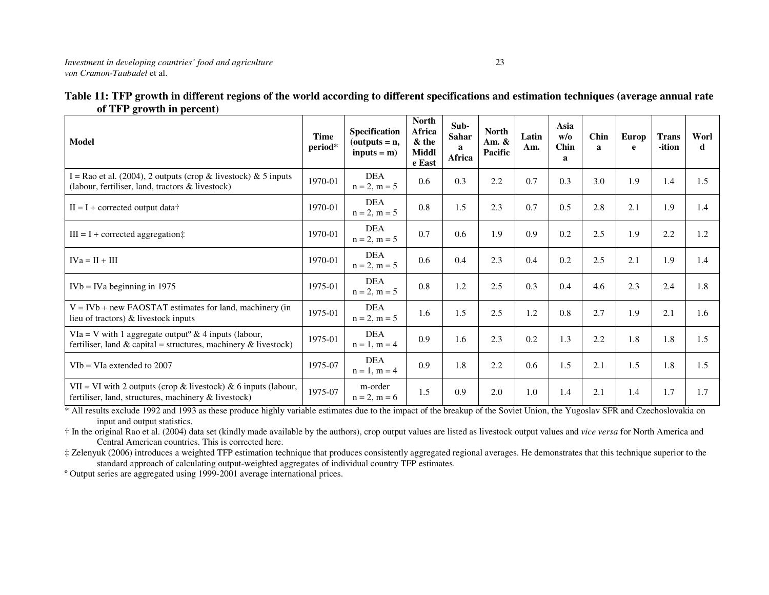**Table 11: TFP growth in different regions of the world according to different specifications and estimation techniques (average annual rate of TFP growth in percent)**

| Model | Time period* | Specification (outputs = n, inputs = m) | North Africa & the Middle East | Sub-Sahara Africa | North Am. & Pacific | Latin Am. | Asia w/o China | China | Europe | Trans-ition | World |
|---|---|---|---|---|---|---|---|---|---|---|---|
| I = Rao et al. (2004), 2 outputs (crop & livestock) & 5 inputs (labour, fertiliser, land, tractors & livestock) | 1970-01 | DEA n = 2, m = 5 | 0.6 | 0.3 | 2.2 | 0.7 | 0.3 | 3.0 | 1.9 | 1.4 | 1.5 |
| II = I + corrected output data† | 1970-01 | DEA n = 2, m = 5 | 0.8 | 1.5 | 2.3 | 0.7 | 0.5 | 2.8 | 2.1 | 1.9 | 1.4 |
| III = I + corrected aggregation‡ | 1970-01 | DEA n = 2, m = 5 | 0.7 | 0.6 | 1.9 | 0.9 | 0.2 | 2.5 | 1.9 | 2.2 | 1.2 |
| IVa = II + III | 1970-01 | DEA n = 2, m = 5 | 0.6 | 0.4 | 2.3 | 0.4 | 0.2 | 2.5 | 2.1 | 1.9 | 1.4 |
| IVb = IVa beginning in 1975 | 1975-01 | DEA n = 2, m = 5 | 0.8 | 1.2 | 2.5 | 0.3 | 0.4 | 4.6 | 2.3 | 2.4 | 1.8 |
| V = IVb + new FAOSTAT estimates for land, machinery (in lieu of tractors) & livestock inputs | 1975-01 | DEA n = 2, m = 5 | 1.6 | 1.5 | 2.5 | 1.2 | 0.8 | 2.7 | 1.9 | 2.1 | 1.6 |
| VIa = V with 1 aggregate output° & 4 inputs (labour, fertiliser, land & capital = structures, machinery & livestock) | 1975-01 | DEA n = 1, m = 4 | 0.9 | 1.6 | 2.3 | 0.2 | 1.3 | 2.2 | 1.8 | 1.8 | 1.5 |
| VIb = VIa extended to 2007 | 1975-07 | DEA n = 1, m = 4 | 0.9 | 1.8 | 2.2 | 0.6 | 1.5 | 2.1 | 1.5 | 1.8 | 1.5 |
| VII = VI with 2 outputs (crop & livestock) & 6 inputs (labour, fertiliser, land, structures, machinery & livestock) | 1975-07 | m-order n = 2, m = 6 | 1.5 | 0.9 | 2.0 | 1.0 | 1.4 | 2.1 | 1.4 | 1.7 | 1.7 |

\* All results exclude 1992 and 1993 as these produce highly variable estimates due to the impact of the breakup of the Soviet Union, the Yugoslav SFR and Czechoslovakia on input and output statistics.

† In the original Rao et al. (2004) data set (kindly made available by the authors), crop output values are listed as livestock output values and *vice versa* for North America and Central American countries. This is corrected here.

‡ Zelenyuk (2006) introduces a weighted TFP estimation technique that produces consistently aggregated regional averages. He demonstrates that this technique superior to the standard approach of calculating output-weighted aggregates of individual country TFP estimates.

° Output series are aggregated using 1999-2001 average international prices.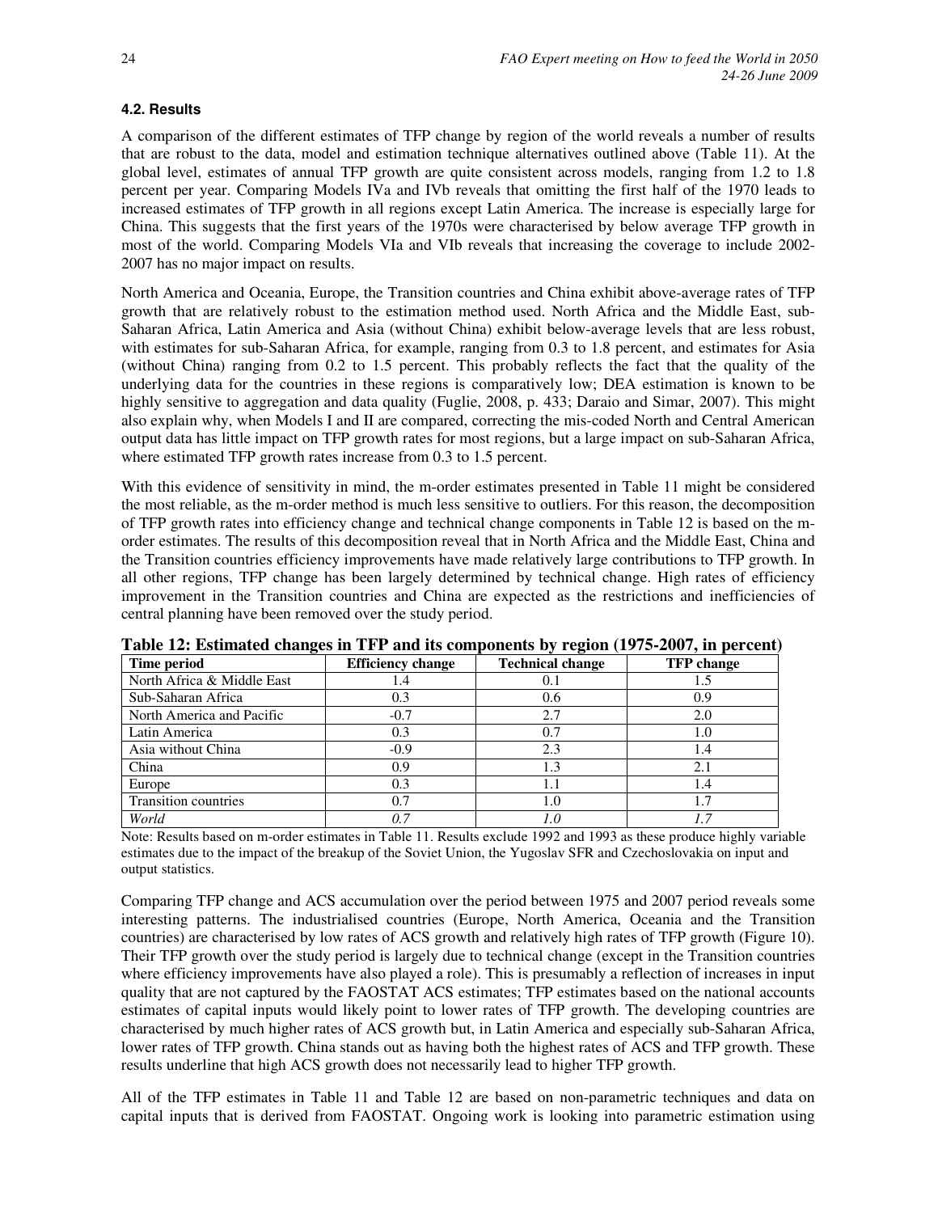#### 4.2. Results

A comparison of the different estimates of TFP change by region of the world reveals a number of results that are robust to the data, model and estimation technique alternatives outlined above (Table 11). At the global level, estimates of annual TFP growth are quite consistent across models, ranging from 1.2 to 1.8 percent per year. Comparing Models IVa and IVb reveals that omitting the first half of the 1970 leads to increased estimates of TFP growth in all regions except Latin America. The increase is especially large for China. This suggests that the first years of the 1970s were characterised by below average TFP growth in most of the world. Comparing Models VIa and VIb reveals that increasing the coverage to include 2002-2007 has no major impact on results.

North America and Oceania, Europe, the Transition countries and China exhibit above-average rates of TFP growth that are relatively robust to the estimation method used. North Africa and the Middle East, sub-Saharan Africa, Latin America and Asia (without China) exhibit below-average levels that are less robust, with estimates for sub-Saharan Africa, for example, ranging from 0.3 to 1.8 percent, and estimates for Asia (without China) ranging from 0.2 to 1.5 percent. This probably reflects the fact that the quality of the underlying data for the countries in these regions is comparatively low; DEA estimation is known to be highly sensitive to aggregation and data quality (Fuglie, 2008, p. 433; Daraio and Simar, 2007). This might also explain why, when Models I and II are compared, correcting the mis-coded North and Central American output data has little impact on TFP growth rates for most regions, but a large impact on sub-Saharan Africa, where estimated TFP growth rates increase from 0.3 to 1.5 percent.

With this evidence of sensitivity in mind, the m-order estimates presented in Table 11 might be considered the most reliable, as the m-order method is much less sensitive to outliers. For this reason, the decomposition of TFP growth rates into efficiency change and technical change components in Table 12 is based on the m-order estimates. The results of this decomposition reveal that in North Africa and the Middle East, China and the Transition countries efficiency improvements have made relatively large contributions to TFP growth. In all other regions, TFP change has been largely determined by technical change. High rates of efficiency improvement in the Transition countries and China are expected as the restrictions and inefficiencies of central planning have been removed over the study period.

**Table 12: Estimated changes in TFP and its components by region (1975-2007, in percent)**

| Time period | Efficiency change | Technical change | TFP change |
|---|---|---|---|
| North Africa & Middle East | 1.4 | 0.1 | 1.5 |
| Sub-Saharan Africa | 0.3 | 0.6 | 0.9 |
| North America and Pacific | -0.7 | 2.7 | 2.0 |
| Latin America | 0.3 | 0.7 | 1.0 |
| Asia without China | -0.9 | 2.3 | 1.4 |
| China | 0.9 | 1.3 | 2.1 |
| Europe | 0.3 | 1.1 | 1.4 |
| Transition countries | 0.7 | 1.0 | 1.7 |
| *World* | *0.7* | *1.0* | *1.7* |

Note: Results based on m-order estimates in Table 11. Results exclude 1992 and 1993 as these produce highly variable estimates due to the impact of the breakup of the Soviet Union, the Yugoslav SFR and Czechoslovakia on input and output statistics.

Comparing TFP change and ACS accumulation over the period between 1975 and 2007 period reveals some interesting patterns. The industrialised countries (Europe, North America, Oceania and the Transition countries) are characterised by low rates of ACS growth and relatively high rates of TFP growth (Figure 10). Their TFP growth over the study period is largely due to technical change (except in the Transition countries where efficiency improvements have also played a role). This is presumably a reflection of increases in input quality that are not captured by the FAOSTAT ACS estimates; TFP estimates based on the national accounts estimates of capital inputs would likely point to lower rates of TFP growth. The developing countries are characterised by much higher rates of ACS growth but, in Latin America and especially sub-Saharan Africa, lower rates of TFP growth. China stands out as having both the highest rates of ACS and TFP growth. These results underline that high ACS growth does not necessarily lead to higher TFP growth.

All of the TFP estimates in Table 11 and Table 12 are based on non-parametric techniques and data on capital inputs that is derived from FAOSTAT. Ongoing work is looking into parametric estimation using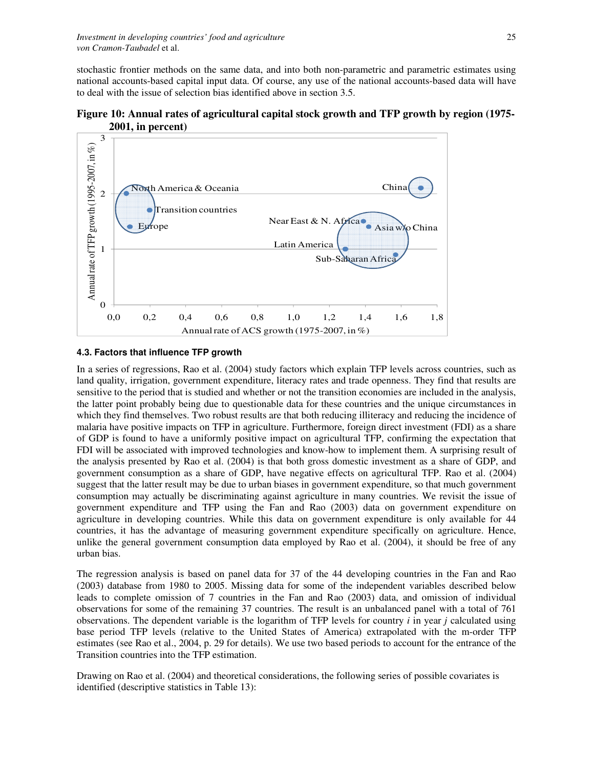stochastic frontier methods on the same data, and into both non-parametric and parametric estimates using national accounts-based capital input data. Of course, any use of the national accounts-based data will have to deal with the issue of selection bias identified above in section 3.5.

**Figure 10: Annual rates of agricultural capital stock growth and TFP growth by region (1975-2001, in percent)**

### 4.3. Factors that influence TFP growth

In a series of regressions, Rao et al. (2004) study factors which explain TFP levels across countries, such as land quality, irrigation, government expenditure, literacy rates and trade openness. They find that results are sensitive to the period that is studied and whether or not the transition economies are included in the analysis, the latter point probably being due to questionable data for these countries and the unique circumstances in which they find themselves. Two robust results are that both reducing illiteracy and reducing the incidence of malaria have positive impacts on TFP in agriculture. Furthermore, foreign direct investment (FDI) as a share of GDP is found to have a uniformly positive impact on agricultural TFP, confirming the expectation that FDI will be associated with improved technologies and know-how to implement them. A surprising result of the analysis presented by Rao et al. (2004) is that both gross domestic investment as a share of GDP, and government consumption as a share of GDP, have negative effects on agricultural TFP. Rao et al. (2004) suggest that the latter result may be due to urban biases in government expenditure, so that much government consumption may actually be discriminating against agriculture in many countries. We revisit the issue of government expenditure and TFP using the Fan and Rao (2003) data on government expenditure on agriculture in developing countries. While this data on government expenditure is only available for 44 countries, it has the advantage of measuring government expenditure specifically on agriculture. Hence, unlike the general government consumption data employed by Rao et al. (2004), it should be free of any urban bias.

The regression analysis is based on panel data for 37 of the 44 developing countries in the Fan and Rao (2003) database from 1980 to 2005. Missing data for some of the independent variables described below leads to complete omission of 7 countries in the Fan and Rao (2003) data, and omission of individual observations for some of the remaining 37 countries. The result is an unbalanced panel with a total of 761 observations. The dependent variable is the logarithm of TFP levels for country $i$ in year $j$ calculated using base period TFP levels (relative to the United States of America) extrapolated with the m-order TFP estimates (see Rao et al., 2004, p. 29 for details). We use two based periods to account for the entrance of the Transition countries into the TFP estimation.

Drawing on Rao et al. (2004) and theoretical considerations, the following series of possible covariates is identified (descriptive statistics in Table 13):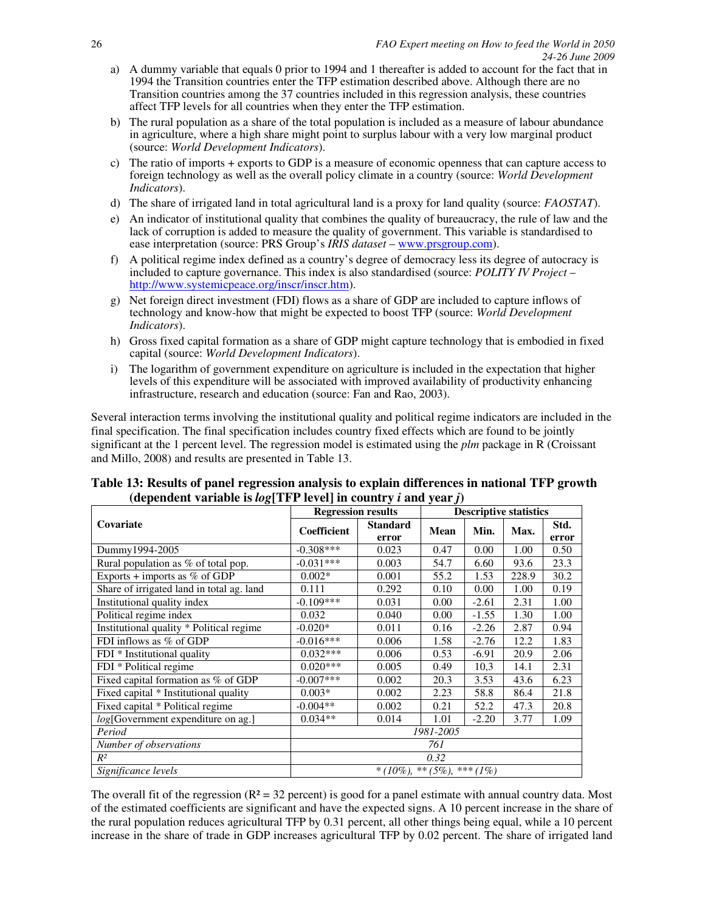a) A dummy variable that equals 0 prior to 1994 and 1 thereafter is added to account for the fact that in 1994 the Transition countries enter the TFP estimation described above. Although there are no Transition countries among the 37 countries included in this regression analysis, these countries affect TFP levels for all countries when they enter the TFP estimation.

b) The rural population as a share of the total population is included as a measure of labour abundance in agriculture, where a high share might point to surplus labour with a very low marginal product (source: *World Development Indicators*).

c) The ratio of imports + exports to GDP is a measure of economic openness that can capture access to foreign technology as well as the overall policy climate in a country (source: *World Development Indicators*).

d) The share of irrigated land in total agricultural land is a proxy for land quality (source: *FAOSTAT*).

e) An indicator of institutional quality that combines the quality of bureaucracy, the rule of law and the lack of corruption is added to measure the quality of government. This variable is standardised to ease interpretation (source: PRS Group's *IRIS dataset* – www.prsgroup.com).

f) A political regime index defined as a country's degree of democracy less its degree of autocracy is included to capture governance. This index is also standardised (source: *POLITY IV Project* – http://www.systemicpeace.org/inscr/inscr.htm).

g) Net foreign direct investment (FDI) flows as a share of GDP are included to capture inflows of technology and know-how that might be expected to boost TFP (source: *World Development Indicators*).

h) Gross fixed capital formation as a share of GDP might capture technology that is embodied in fixed capital (source: *World Development Indicators*).

i) The logarithm of government expenditure on agriculture is included in the expectation that higher levels of this expenditure will be associated with improved availability of productivity enhancing infrastructure, research and education (source: Fan and Rao, 2003).

Several interaction terms involving the institutional quality and political regime indicators are included in the final specification. The final specification includes country fixed effects which are found to be jointly significant at the 1 percent level. The regression model is estimated using the *plm* package in R (Croissant and Millo, 2008) and results are presented in Table 13.

**Table 13: Results of panel regression analysis to explain differences in national TFP growth (dependent variable is *log*[TFP level] in country *i* and year *j*)**

| Covariate | Regression results | | Descriptive statistics | | | |
|---|---|---|---|---|---|---|
| | Coefficient | Standard error | Mean | Min. | Max. | Std. error |
| Dummy1994-2005 | -0.308*** | 0.023 | 0.47 | 0.00 | 1.00 | 0.50 |
| Rural population as % of total pop. | -0.031*** | 0.003 | 54.7 | 6.60 | 93.6 | 23.3 |
| Exports + imports as % of GDP | 0.002* | 0.001 | 55.2 | 1.53 | 228.9 | 30.2 |
| Share of irrigated land in total ag. land | 0.111 | 0.292 | 0.10 | 0.00 | 1.00 | 0.19 |
| Institutional quality index | -0.109*** | 0.031 | 0.00 | -2.61 | 2.31 | 1.00 |
| Political regime index | 0.032 | 0.040 | 0.00 | -1.55 | 1.30 | 1.00 |
| Institutional quality * Political regime | -0.020* | 0.011 | 0.16 | -2.26 | 2.87 | 0.94 |
| FDI inflows as % of GDP | -0.016*** | 0.006 | 1.58 | -2.76 | 12.2 | 1.83 |
| FDI * Institutional quality | 0.032*** | 0.006 | 0.53 | -6.91 | 20.9 | 2.06 |
| FDI * Political regime | 0.020*** | 0.005 | 0.49 | 10,3 | 14.1 | 2.31 |
| Fixed capital formation as % of GDP | -0.007*** | 0.002 | 20.3 | 3.53 | 43.6 | 6.23 |
| Fixed capital * Institutional quality | 0.003* | 0.002 | 2.23 | 58.8 | 86.4 | 21.8 |
| Fixed capital * Political regime | -0.004** | 0.002 | 0.21 | 52.2 | 47.3 | 20.8 |
| *log*[Government expenditure on ag.] | 0.034** | 0.014 | 1.01 | -2.20 | 3.77 | 1.09 |
| *Period* | *1981-2005* | | | | | |
| *Number of observations* | *761* | | | | | |
| *R²* | *0.32* | | | | | |
| *Significance levels* | *\* (10%), \*\* (5%), \*\*\* (1%)* | | | | | |

The overall fit of the regression ($R^2$ = 32 percent) is good for a panel estimate with annual country data. Most of the estimated coefficients are significant and have the expected signs. A 10 percent increase in the share of the rural population reduces agricultural TFP by 0.31 percent, all other things being equal, while a 10 percent increase in the share of trade in GDP increases agricultural TFP by 0.02 percent. The share of irrigated land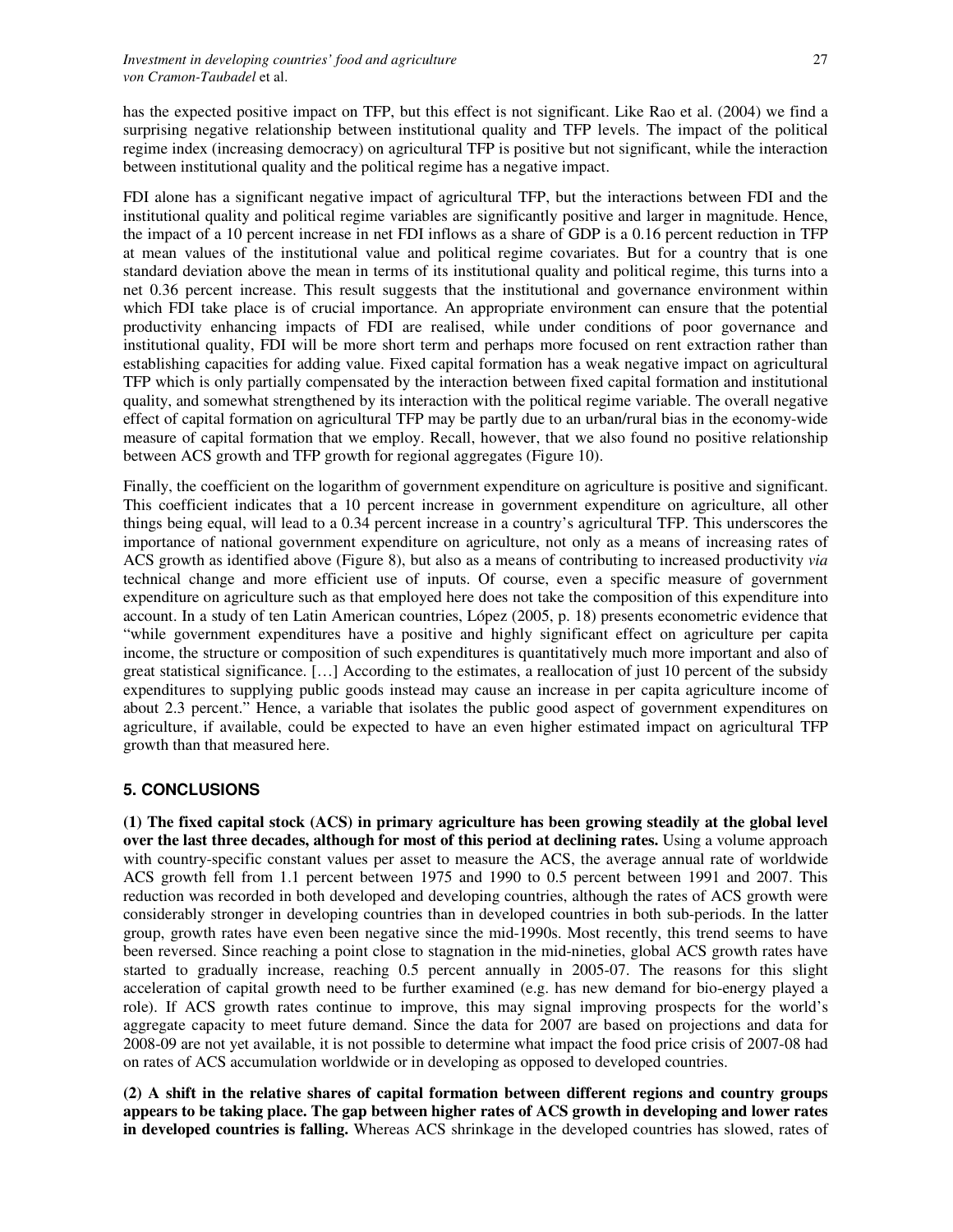has the expected positive impact on TFP, but this effect is not significant. Like Rao et al. (2004) we find a surprising negative relationship between institutional quality and TFP levels. The impact of the political regime index (increasing democracy) on agricultural TFP is positive but not significant, while the interaction between institutional quality and the political regime has a negative impact.

FDI alone has a significant negative impact of agricultural TFP, but the interactions between FDI and the institutional quality and political regime variables are significantly positive and larger in magnitude. Hence, the impact of a 10 percent increase in net FDI inflows as a share of GDP is a 0.16 percent reduction in TFP at mean values of the institutional value and political regime covariates. But for a country that is one standard deviation above the mean in terms of its institutional quality and political regime, this turns into a net 0.36 percent increase. This result suggests that the institutional and governance environment within which FDI take place is of crucial importance. An appropriate environment can ensure that the potential productivity enhancing impacts of FDI are realised, while under conditions of poor governance and institutional quality, FDI will be more short term and perhaps more focused on rent extraction rather than establishing capacities for adding value. Fixed capital formation has a weak negative impact on agricultural TFP which is only partially compensated by the interaction between fixed capital formation and institutional quality, and somewhat strengthened by its interaction with the political regime variable. The overall negative effect of capital formation on agricultural TFP may be partly due to an urban/rural bias in the economy-wide measure of capital formation that we employ. Recall, however, that we also found no positive relationship between ACS growth and TFP growth for regional aggregates (Figure 10).

Finally, the coefficient on the logarithm of government expenditure on agriculture is positive and significant. This coefficient indicates that a 10 percent increase in government expenditure on agriculture, all other things being equal, will lead to a 0.34 percent increase in a country's agricultural TFP. This underscores the importance of national government expenditure on agriculture, not only as a means of increasing rates of ACS growth as identified above (Figure 8), but also as a means of contributing to increased productivity *via* technical change and more efficient use of inputs. Of course, even a specific measure of government expenditure on agriculture such as that employed here does not take the composition of this expenditure into account. In a study of ten Latin American countries, López (2005, p. 18) presents econometric evidence that "while government expenditures have a positive and highly significant effect on agriculture per capita income, the structure or composition of such expenditures is quantitatively much more important and also of great statistical significance. […] According to the estimates, a reallocation of just 10 percent of the subsidy expenditures to supplying public goods instead may cause an increase in per capita agriculture income of about 2.3 percent." Hence, a variable that isolates the public good aspect of government expenditures on agriculture, if available, could be expected to have an even higher estimated impact on agricultural TFP growth than that measured here.

## 5. CONCLUSIONS

**(1) The fixed capital stock (ACS) in primary agriculture has been growing steadily at the global level over the last three decades, although for most of this period at declining rates.** Using a volume approach with country-specific constant values per asset to measure the ACS, the average annual rate of worldwide ACS growth fell from 1.1 percent between 1975 and 1990 to 0.5 percent between 1991 and 2007. This reduction was recorded in both developed and developing countries, although the rates of ACS growth were considerably stronger in developing countries than in developed countries in both sub-periods. In the latter group, growth rates have even been negative since the mid-1990s. Most recently, this trend seems to have been reversed. Since reaching a point close to stagnation in the mid-nineties, global ACS growth rates have started to gradually increase, reaching 0.5 percent annually in 2005-07. The reasons for this slight acceleration of capital growth need to be further examined (e.g. has new demand for bio-energy played a role). If ACS growth rates continue to improve, this may signal improving prospects for the world's aggregate capacity to meet future demand. Since the data for 2007 are based on projections and data for 2008-09 are not yet available, it is not possible to determine what impact the food price crisis of 2007-08 had on rates of ACS accumulation worldwide or in developing as opposed to developed countries.

**(2) A shift in the relative shares of capital formation between different regions and country groups appears to be taking place. The gap between higher rates of ACS growth in developing and lower rates in developed countries is falling.** Whereas ACS shrinkage in the developed countries has slowed, rates of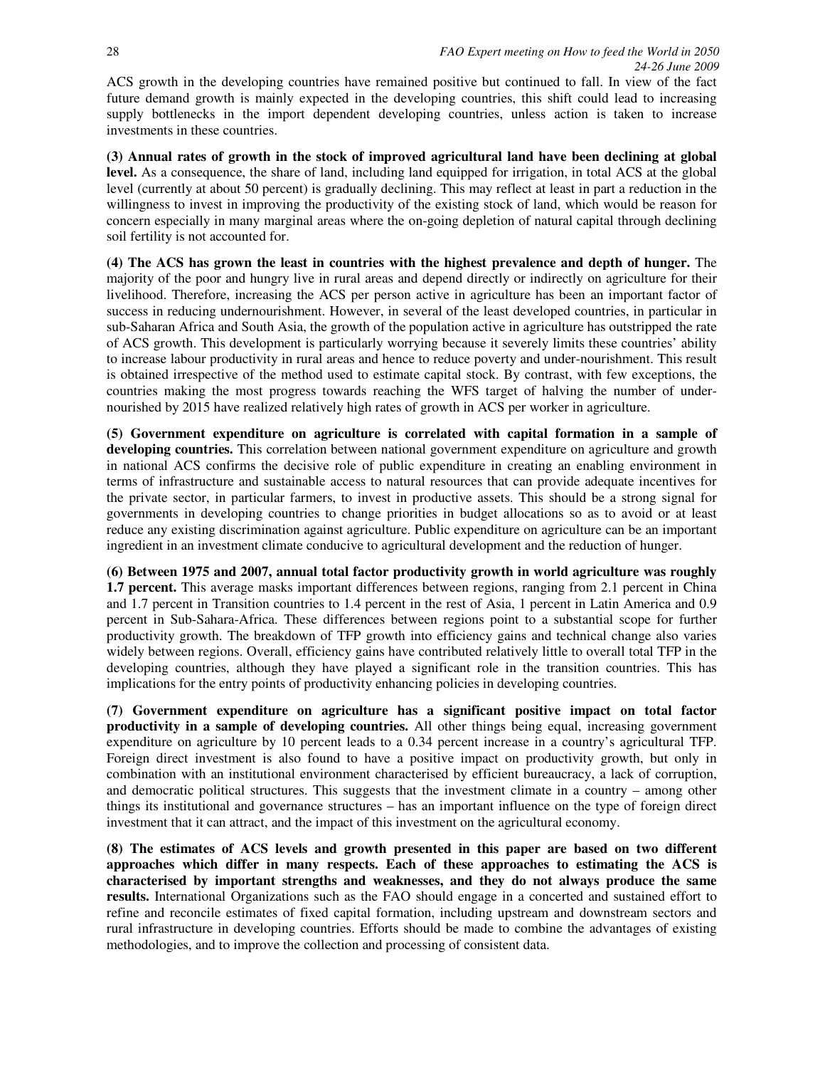ACS growth in the developing countries have remained positive but continued to fall. In view of the fact future demand growth is mainly expected in the developing countries, this shift could lead to increasing supply bottlenecks in the import dependent developing countries, unless action is taken to increase investments in these countries.

**(3) Annual rates of growth in the stock of improved agricultural land have been declining at global level.** As a consequence, the share of land, including land equipped for irrigation, in total ACS at the global level (currently at about 50 percent) is gradually declining. This may reflect at least in part a reduction in the willingness to invest in improving the productivity of the existing stock of land, which would be reason for concern especially in many marginal areas where the on-going depletion of natural capital through declining soil fertility is not accounted for.

**(4) The ACS has grown the least in countries with the highest prevalence and depth of hunger.** The majority of the poor and hungry live in rural areas and depend directly or indirectly on agriculture for their livelihood. Therefore, increasing the ACS per person active in agriculture has been an important factor of success in reducing undernourishment. However, in several of the least developed countries, in particular in sub-Saharan Africa and South Asia, the growth of the population active in agriculture has outstripped the rate of ACS growth. This development is particularly worrying because it severely limits these countries' ability to increase labour productivity in rural areas and hence to reduce poverty and under-nourishment. This result is obtained irrespective of the method used to estimate capital stock. By contrast, with few exceptions, the countries making the most progress towards reaching the WFS target of halving the number of under-nourished by 2015 have realized relatively high rates of growth in ACS per worker in agriculture.

**(5) Government expenditure on agriculture is correlated with capital formation in a sample of developing countries.** This correlation between national government expenditure on agriculture and growth in national ACS confirms the decisive role of public expenditure in creating an enabling environment in terms of infrastructure and sustainable access to natural resources that can provide adequate incentives for the private sector, in particular farmers, to invest in productive assets. This should be a strong signal for governments in developing countries to change priorities in budget allocations so as to avoid or at least reduce any existing discrimination against agriculture. Public expenditure on agriculture can be an important ingredient in an investment climate conducive to agricultural development and the reduction of hunger.

**(6) Between 1975 and 2007, annual total factor productivity growth in world agriculture was roughly 1.7 percent.** This average masks important differences between regions, ranging from 2.1 percent in China and 1.7 percent in Transition countries to 1.4 percent in the rest of Asia, 1 percent in Latin America and 0.9 percent in Sub-Sahara-Africa. These differences between regions point to a substantial scope for further productivity growth. The breakdown of TFP growth into efficiency gains and technical change also varies widely between regions. Overall, efficiency gains have contributed relatively little to overall total TFP in the developing countries, although they have played a significant role in the transition countries. This has implications for the entry points of productivity enhancing policies in developing countries.

**(7) Government expenditure on agriculture has a significant positive impact on total factor productivity in a sample of developing countries.** All other things being equal, increasing government expenditure on agriculture by 10 percent leads to a 0.34 percent increase in a country's agricultural TFP. Foreign direct investment is also found to have a positive impact on productivity growth, but only in combination with an institutional environment characterised by efficient bureaucracy, a lack of corruption, and democratic political structures. This suggests that the investment climate in a country – among other things its institutional and governance structures – has an important influence on the type of foreign direct investment that it can attract, and the impact of this investment on the agricultural economy.

**(8) The estimates of ACS levels and growth presented in this paper are based on two different approaches which differ in many respects. Each of these approaches to estimating the ACS is characterised by important strengths and weaknesses, and they do not always produce the same results.** International Organizations such as the FAO should engage in a concerted and sustained effort to refine and reconcile estimates of fixed capital formation, including upstream and downstream sectors and rural infrastructure in developing countries. Efforts should be made to combine the advantages of existing methodologies, and to improve the collection and processing of consistent data.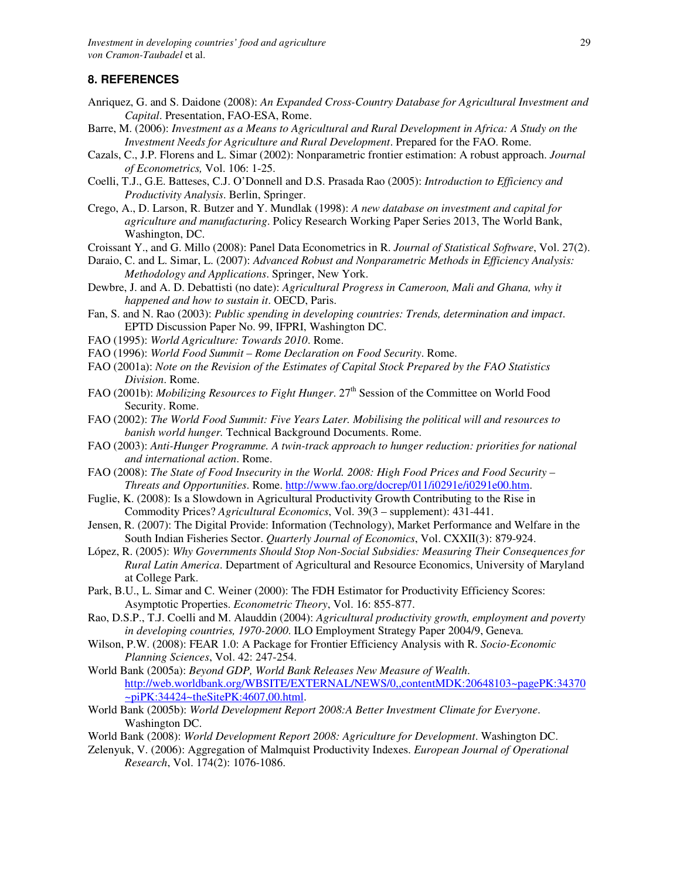## 8. REFERENCES

Anriquez, G. and S. Daidone (2008): *An Expanded Cross-Country Database for Agricultural Investment and Capital*. Presentation, FAO-ESA, Rome.

Barre, M. (2006): *Investment as a Means to Agricultural and Rural Development in Africa: A Study on the Investment Needs for Agriculture and Rural Development*. Prepared for the FAO. Rome.

Cazals, C., J.P. Florens and L. Simar (2002): Nonparametric frontier estimation: A robust approach. *Journal of Econometrics,* Vol. 106: 1-25.

Coelli, T.J., G.E. Batteses, C.J. O'Donnell and D.S. Prasada Rao (2005): *Introduction to Efficiency and Productivity Analysis*. Berlin, Springer.

Crego, A., D. Larson, R. Butzer and Y. Mundlak (1998): *A new database on investment and capital for agriculture and manufacturing*. Policy Research Working Paper Series 2013, The World Bank, Washington, DC.

Croissant Y., and G. Millo (2008): Panel Data Econometrics in R. *Journal of Statistical Software*, Vol. 27(2).

Daraio, C. and L. Simar, L. (2007): *Advanced Robust and Nonparametric Methods in Efficiency Analysis: Methodology and Applications*. Springer, New York.

Dewbre, J. and A. D. Debattisti (no date): *Agricultural Progress in Cameroon, Mali and Ghana, why it happened and how to sustain it*. OECD, Paris.

Fan, S. and N. Rao (2003): *Public spending in developing countries: Trends, determination and impact*. EPTD Discussion Paper No. 99, IFPRI, Washington DC.

FAO (1995): *World Agriculture: Towards 2010*. Rome.

FAO (1996): *World Food Summit – Rome Declaration on Food Security*. Rome.

FAO (2001a): *Note on the Revision of the Estimates of Capital Stock Prepared by the FAO Statistics Division*. Rome.

FAO (2001b): *Mobilizing Resources to Fight Hunger*. 27th Session of the Committee on World Food Security. Rome.

FAO (2002): *The World Food Summit: Five Years Later. Mobilising the political will and resources to banish world hunger.* Technical Background Documents. Rome.

FAO (2003): *Anti-Hunger Programme. A twin-track approach to hunger reduction: priorities for national and international action*. Rome.

FAO (2008): *The State of Food Insecurity in the World. 2008: High Food Prices and Food Security – Threats and Opportunities*. Rome. http://www.fao.org/docrep/011/i0291e/i0291e00.htm.

Fuglie, K. (2008): Is a Slowdown in Agricultural Productivity Growth Contributing to the Rise in Commodity Prices? *Agricultural Economics*, Vol. 39(3 – supplement): 431-441.

Jensen, R. (2007): The Digital Provide: Information (Technology), Market Performance and Welfare in the South Indian Fisheries Sector. *Quarterly Journal of Economics*, Vol. CXXII(3): 879-924.

López, R. (2005): *Why Governments Should Stop Non-Social Subsidies: Measuring Their Consequences for Rural Latin America*. Department of Agricultural and Resource Economics, University of Maryland at College Park.

Park, B.U., L. Simar and C. Weiner (2000): The FDH Estimator for Productivity Efficiency Scores: Asymptotic Properties. *Econometric Theory*, Vol. 16: 855-877.

Rao, D.S.P., T.J. Coelli and M. Alauddin (2004): *Agricultural productivity growth, employment and poverty in developing countries, 1970-2000*. ILO Employment Strategy Paper 2004/9, Geneva.

Wilson, P.W. (2008): FEAR 1.0: A Package for Frontier Efficiency Analysis with R. *Socio-Economic Planning Sciences*, Vol. 42: 247-254.

World Bank (2005a): *Beyond GDP, World Bank Releases New Measure of Wealth*. http://web.worldbank.org/WBSITE/EXTERNAL/NEWS/0,,contentMDK:20648103~pagePK:34370~piPK:34424~theSitePK:4607,00.html.

World Bank (2005b): *World Development Report 2008:A Better Investment Climate for Everyone*. Washington DC.

World Bank (2008): *World Development Report 2008: Agriculture for Development*. Washington DC.

Zelenyuk, V. (2006): Aggregation of Malmquist Productivity Indexes. *European Journal of Operational Research*, Vol. 174(2): 1076-1086.